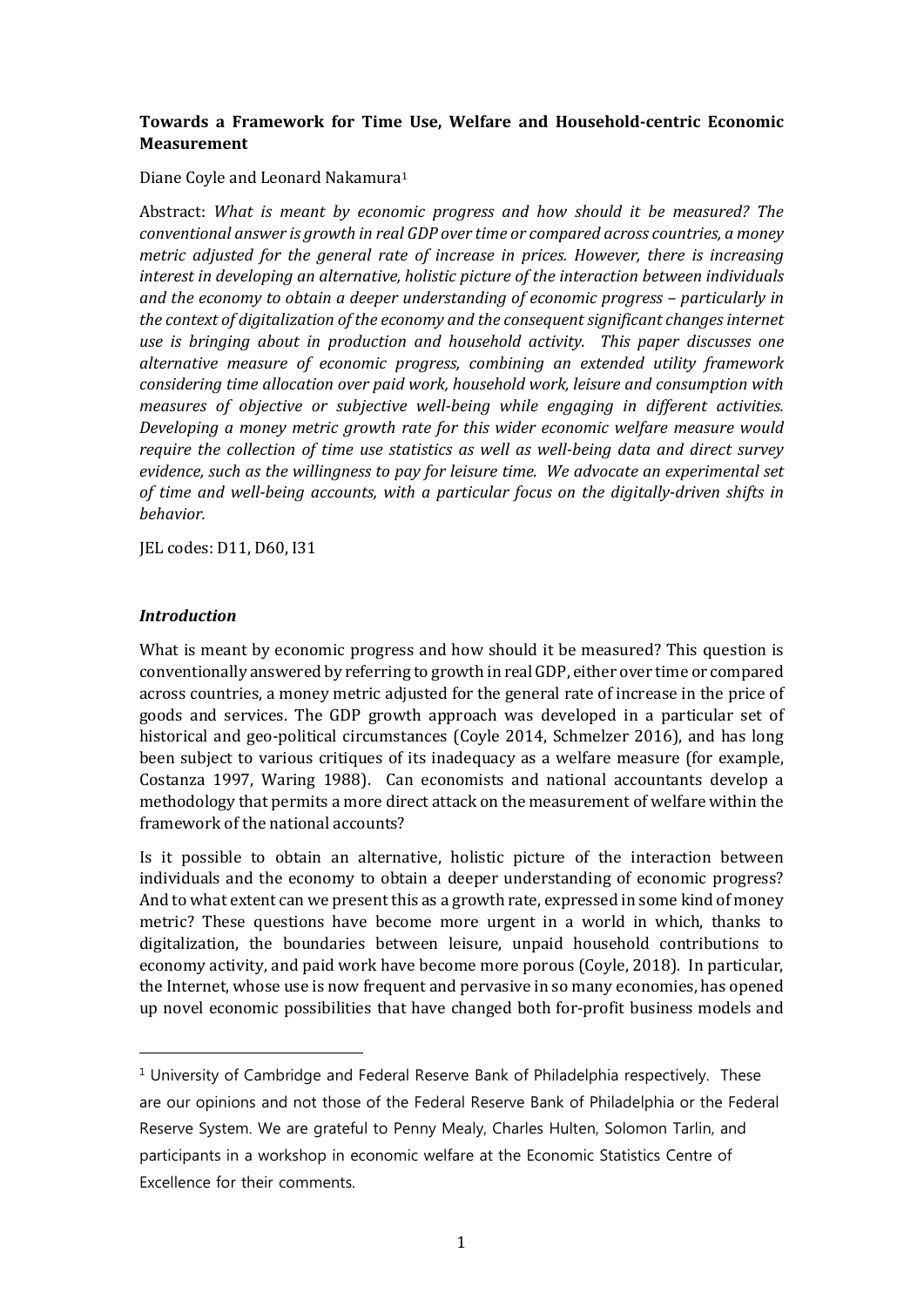**Towards a Framework for Time Use, Welfare and Household-centric Economic Measurement**

Diane Coyle and Leonard Nakamura[1]

Abstract: *What is meant by economic progress and how should it be measured? The conventional answer is growth in real GDP over time or compared across countries, a money metric adjusted for the general rate of increase in prices. However, there is increasing interest in developing an alternative, holistic picture of the interaction between individuals and the economy to obtain a deeper understanding of economic progress – particularly in the context of digitalization of the economy and the consequent significant changes internet use is bringing about in production and household activity. This paper discusses one alternative measure of economic progress, combining an extended utility framework considering time allocation over paid work, household work, leisure and consumption with measures of objective or subjective well-being while engaging in different activities. Developing a money metric growth rate for this wider economic welfare measure would require the collection of time use statistics as well as well-being data and direct survey evidence, such as the willingness to pay for leisure time. We advocate an experimental set of time and well-being accounts, with a particular focus on the digitally-driven shifts in behavior.*

JEL codes: D11, D60, I31

## *Introduction*

What is meant by economic progress and how should it be measured? This question is conventionally answered by referring to growth in real GDP, either over time or compared across countries, a money metric adjusted for the general rate of increase in the price of goods and services. The GDP growth approach was developed in a particular set of historical and geo-political circumstances (Coyle 2014, Schmelzer 2016), and has long been subject to various critiques of its inadequacy as a welfare measure (for example, Costanza 1997, Waring 1988). Can economists and national accountants develop a methodology that permits a more direct attack on the measurement of welfare within the framework of the national accounts?

Is it possible to obtain an alternative, holistic picture of the interaction between individuals and the economy to obtain a deeper understanding of economic progress? And to what extent can we present this as a growth rate, expressed in some kind of money metric? These questions have become more urgent in a world in which, thanks to digitalization, the boundaries between leisure, unpaid household contributions to economy activity, and paid work have become more porous (Coyle, 2018). In particular, the Internet, whose use is now frequent and pervasive in so many economies, has opened up novel economic possibilities that have changed both for-profit business models and

[1] University of Cambridge and Federal Reserve Bank of Philadelphia respectively. These are our opinions and not those of the Federal Reserve Bank of Philadelphia or the Federal Reserve System. We are grateful to Penny Mealy, Charles Hulten, Solomon Tarlin, and participants in a workshop in economic welfare at the Economic Statistics Centre of Excellence for their comments.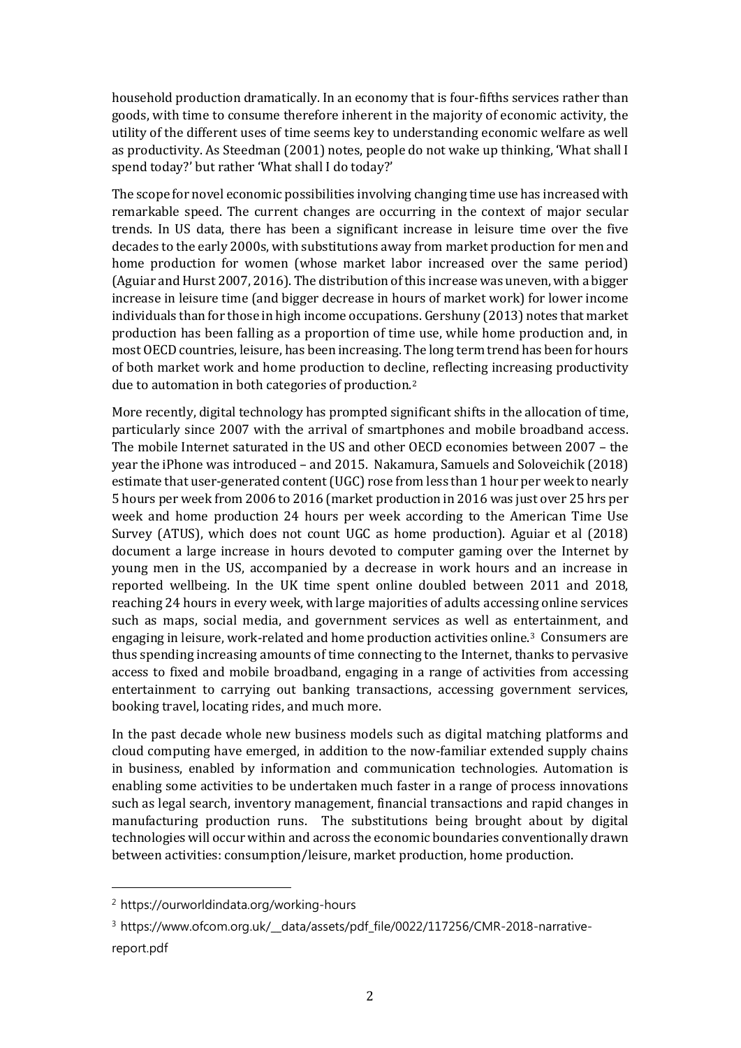household production dramatically. In an economy that is four-fifths services rather than goods, with time to consume therefore inherent in the majority of economic activity, the utility of the different uses of time seems key to understanding economic welfare as well as productivity. As Steedman (2001) notes, people do not wake up thinking, 'What shall I spend today?' but rather 'What shall I do today?'

The scope for novel economic possibilities involving changing time use has increased with remarkable speed. The current changes are occurring in the context of major secular trends. In US data, there has been a significant increase in leisure time over the five decades to the early 2000s, with substitutions away from market production for men and home production for women (whose market labor increased over the same period) (Aguiar and Hurst 2007, 2016). The distribution of this increase was uneven, with a bigger increase in leisure time (and bigger decrease in hours of market work) for lower income individuals than for those in high income occupations. Gershuny (2013) notes that market production has been falling as a proportion of time use, while home production and, in most OECD countries, leisure, has been increasing. The long term trend has been for hours of both market work and home production to decline, reflecting increasing productivity due to automation in both categories of production.[2]

More recently, digital technology has prompted significant shifts in the allocation of time, particularly since 2007 with the arrival of smartphones and mobile broadband access. The mobile Internet saturated in the US and other OECD economies between 2007 – the year the iPhone was introduced – and 2015. Nakamura, Samuels and Soloveichik (2018) estimate that user-generated content (UGC) rose from less than 1 hour per week to nearly 5 hours per week from 2006 to 2016 (market production in 2016 was just over 25 hrs per week and home production 24 hours per week according to the American Time Use Survey (ATUS), which does not count UGC as home production). Aguiar et al (2018) document a large increase in hours devoted to computer gaming over the Internet by young men in the US, accompanied by a decrease in work hours and an increase in reported wellbeing. In the UK time spent online doubled between 2011 and 2018, reaching 24 hours in every week, with large majorities of adults accessing online services such as maps, social media, and government services as well as entertainment, and engaging in leisure, work-related and home production activities online.[3] Consumers are thus spending increasing amounts of time connecting to the Internet, thanks to pervasive access to fixed and mobile broadband, engaging in a range of activities from accessing entertainment to carrying out banking transactions, accessing government services, booking travel, locating rides, and much more.

In the past decade whole new business models such as digital matching platforms and cloud computing have emerged, in addition to the now-familiar extended supply chains in business, enabled by information and communication technologies. Automation is enabling some activities to be undertaken much faster in a range of process innovations such as legal search, inventory management, financial transactions and rapid changes in manufacturing production runs. The substitutions being brought about by digital technologies will occur within and across the economic boundaries conventionally drawn between activities: consumption/leisure, market production, home production.

---

[2] https://ourworldindata.org/working-hours

[3] https://www.ofcom.org.uk/__data/assets/pdf_file/0022/117256/CMR-2018-narrative-report.pdf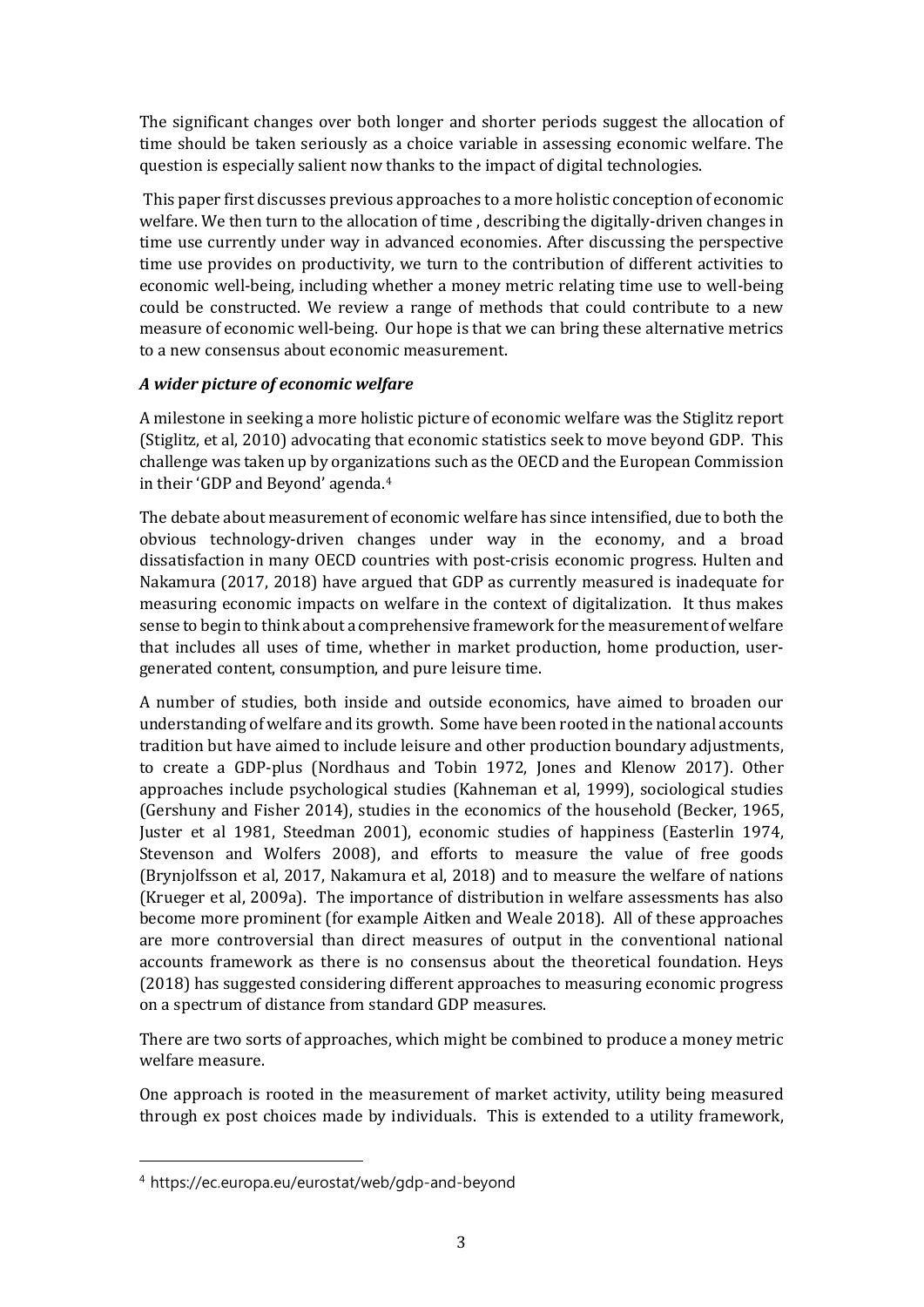The significant changes over both longer and shorter periods suggest the allocation of time should be taken seriously as a choice variable in assessing economic welfare. The question is especially salient now thanks to the impact of digital technologies.

This paper first discusses previous approaches to a more holistic conception of economic welfare. We then turn to the allocation of time , describing the digitally-driven changes in time use currently under way in advanced economies. After discussing the perspective time use provides on productivity, we turn to the contribution of different activities to economic well-being, including whether a money metric relating time use to well-being could be constructed. We review a range of methods that could contribute to a new measure of economic well-being. Our hope is that we can bring these alternative metrics to a new consensus about economic measurement.

### *A wider picture of economic welfare*

A milestone in seeking a more holistic picture of economic welfare was the Stiglitz report (Stiglitz, et al, 2010) advocating that economic statistics seek to move beyond GDP. This challenge was taken up by organizations such as the OECD and the European Commission in their 'GDP and Beyond' agenda.[4]

The debate about measurement of economic welfare has since intensified, due to both the obvious technology-driven changes under way in the economy, and a broad dissatisfaction in many OECD countries with post-crisis economic progress. Hulten and Nakamura (2017, 2018) have argued that GDP as currently measured is inadequate for measuring economic impacts on welfare in the context of digitalization. It thus makes sense to begin to think about a comprehensive framework for the measurement of welfare that includes all uses of time, whether in market production, home production, user-generated content, consumption, and pure leisure time.

A number of studies, both inside and outside economics, have aimed to broaden our understanding of welfare and its growth. Some have been rooted in the national accounts tradition but have aimed to include leisure and other production boundary adjustments, to create a GDP-plus (Nordhaus and Tobin 1972, Jones and Klenow 2017). Other approaches include psychological studies (Kahneman et al, 1999), sociological studies (Gershuny and Fisher 2014), studies in the economics of the household (Becker, 1965, Juster et al 1981, Steedman 2001), economic studies of happiness (Easterlin 1974, Stevenson and Wolfers 2008), and efforts to measure the value of free goods (Brynjolfsson et al, 2017, Nakamura et al, 2018) and to measure the welfare of nations (Krueger et al, 2009a). The importance of distribution in welfare assessments has also become more prominent (for example Aitken and Weale 2018). All of these approaches are more controversial than direct measures of output in the conventional national accounts framework as there is no consensus about the theoretical foundation. Heys (2018) has suggested considering different approaches to measuring economic progress on a spectrum of distance from standard GDP measures.

There are two sorts of approaches, which might be combined to produce a money metric welfare measure.

One approach is rooted in the measurement of market activity, utility being measured through ex post choices made by individuals. This is extended to a utility framework,

---

[4] https://ec.europa.eu/eurostat/web/gdp-and-beyond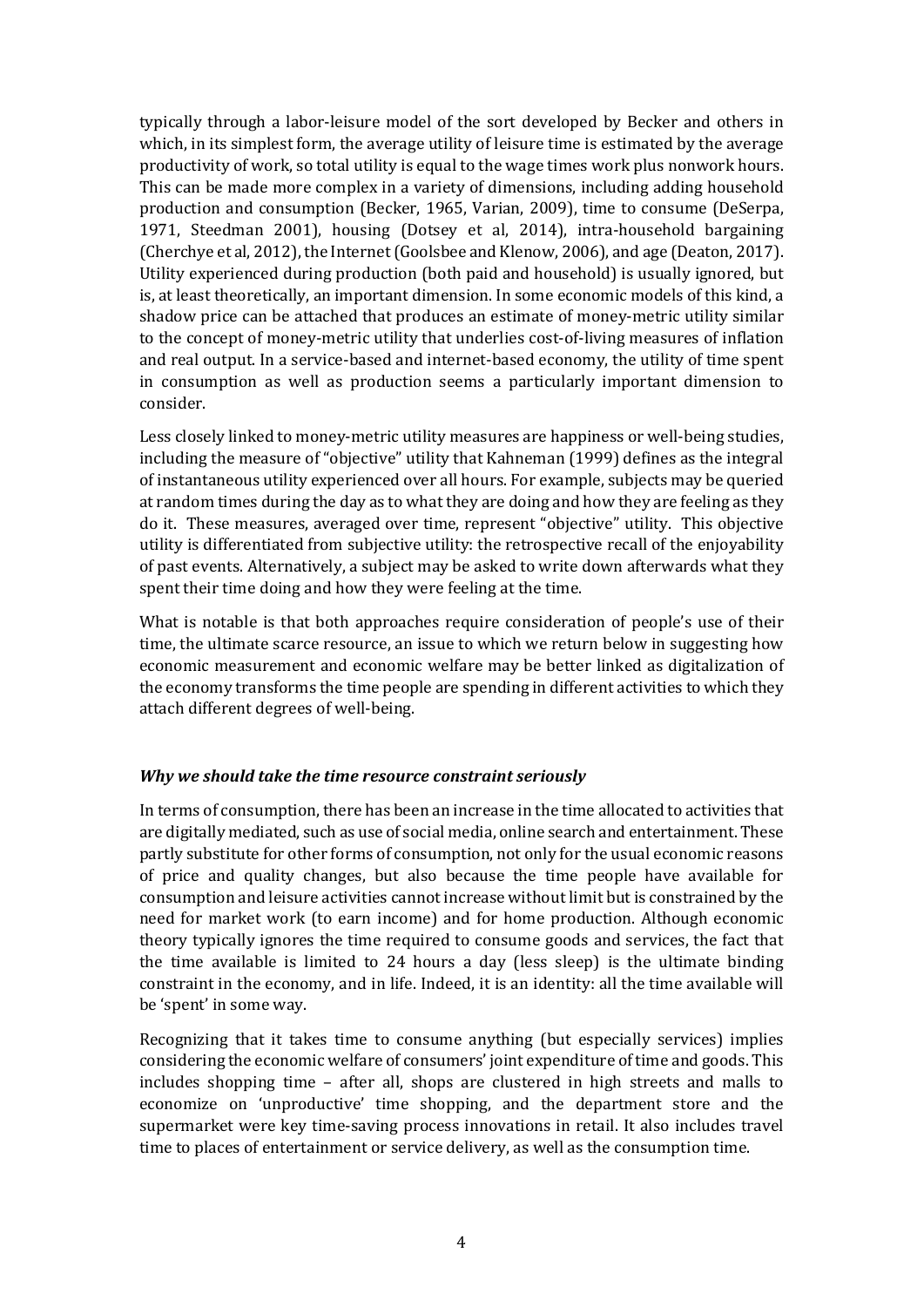typically through a labor-leisure model of the sort developed by Becker and others in which, in its simplest form, the average utility of leisure time is estimated by the average productivity of work, so total utility is equal to the wage times work plus nonwork hours. This can be made more complex in a variety of dimensions, including adding household production and consumption (Becker, 1965, Varian, 2009), time to consume (DeSerpa, 1971, Steedman 2001), housing (Dotsey et al, 2014), intra-household bargaining (Cherchye et al, 2012), the Internet (Goolsbee and Klenow, 2006), and age (Deaton, 2017). Utility experienced during production (both paid and household) is usually ignored, but is, at least theoretically, an important dimension. In some economic models of this kind, a shadow price can be attached that produces an estimate of money-metric utility similar to the concept of money-metric utility that underlies cost-of-living measures of inflation and real output. In a service-based and internet-based economy, the utility of time spent in consumption as well as production seems a particularly important dimension to consider.

Less closely linked to money-metric utility measures are happiness or well-being studies, including the measure of "objective" utility that Kahneman (1999) defines as the integral of instantaneous utility experienced over all hours. For example, subjects may be queried at random times during the day as to what they are doing and how they are feeling as they do it. These measures, averaged over time, represent "objective" utility. This objective utility is differentiated from subjective utility: the retrospective recall of the enjoyability of past events. Alternatively, a subject may be asked to write down afterwards what they spent their time doing and how they were feeling at the time.

What is notable is that both approaches require consideration of people's use of their time, the ultimate scarce resource, an issue to which we return below in suggesting how economic measurement and economic welfare may be better linked as digitalization of the economy transforms the time people are spending in different activities to which they attach different degrees of well-being.

### *Why we should take the time resource constraint seriously*

In terms of consumption, there has been an increase in the time allocated to activities that are digitally mediated, such as use of social media, online search and entertainment. These partly substitute for other forms of consumption, not only for the usual economic reasons of price and quality changes, but also because the time people have available for consumption and leisure activities cannot increase without limit but is constrained by the need for market work (to earn income) and for home production. Although economic theory typically ignores the time required to consume goods and services, the fact that the time available is limited to 24 hours a day (less sleep) is the ultimate binding constraint in the economy, and in life. Indeed, it is an identity: all the time available will be 'spent' in some way.

Recognizing that it takes time to consume anything (but especially services) implies considering the economic welfare of consumers' joint expenditure of time and goods. This includes shopping time – after all, shops are clustered in high streets and malls to economize on 'unproductive' time shopping, and the department store and the supermarket were key time-saving process innovations in retail. It also includes travel time to places of entertainment or service delivery, as well as the consumption time.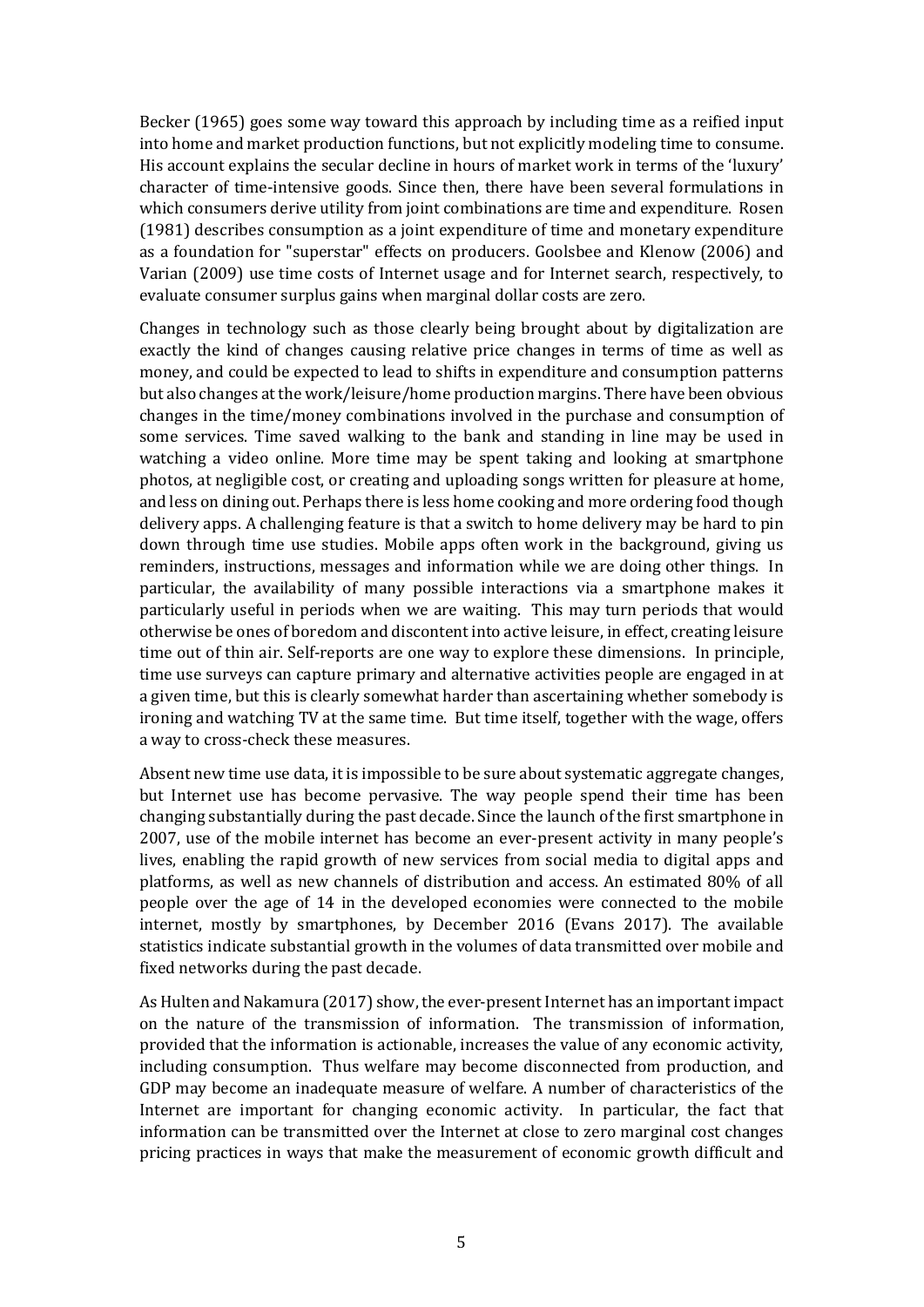Becker (1965) goes some way toward this approach by including time as a reified input into home and market production functions, but not explicitly modeling time to consume. His account explains the secular decline in hours of market work in terms of the 'luxury' character of time-intensive goods. Since then, there have been several formulations in which consumers derive utility from joint combinations are time and expenditure. Rosen (1981) describes consumption as a joint expenditure of time and monetary expenditure as a foundation for "superstar" effects on producers. Goolsbee and Klenow (2006) and Varian (2009) use time costs of Internet usage and for Internet search, respectively, to evaluate consumer surplus gains when marginal dollar costs are zero.

Changes in technology such as those clearly being brought about by digitalization are exactly the kind of changes causing relative price changes in terms of time as well as money, and could be expected to lead to shifts in expenditure and consumption patterns but also changes at the work/leisure/home production margins. There have been obvious changes in the time/money combinations involved in the purchase and consumption of some services. Time saved walking to the bank and standing in line may be used in watching a video online. More time may be spent taking and looking at smartphone photos, at negligible cost, or creating and uploading songs written for pleasure at home, and less on dining out. Perhaps there is less home cooking and more ordering food though delivery apps. A challenging feature is that a switch to home delivery may be hard to pin down through time use studies. Mobile apps often work in the background, giving us reminders, instructions, messages and information while we are doing other things. In particular, the availability of many possible interactions via a smartphone makes it particularly useful in periods when we are waiting. This may turn periods that would otherwise be ones of boredom and discontent into active leisure, in effect, creating leisure time out of thin air. Self-reports are one way to explore these dimensions. In principle, time use surveys can capture primary and alternative activities people are engaged in at a given time, but this is clearly somewhat harder than ascertaining whether somebody is ironing and watching TV at the same time. But time itself, together with the wage, offers a way to cross-check these measures.

Absent new time use data, it is impossible to be sure about systematic aggregate changes, but Internet use has become pervasive. The way people spend their time has been changing substantially during the past decade. Since the launch of the first smartphone in 2007, use of the mobile internet has become an ever-present activity in many people's lives, enabling the rapid growth of new services from social media to digital apps and platforms, as well as new channels of distribution and access. An estimated 80% of all people over the age of 14 in the developed economies were connected to the mobile internet, mostly by smartphones, by December 2016 (Evans 2017). The available statistics indicate substantial growth in the volumes of data transmitted over mobile and fixed networks during the past decade.

As Hulten and Nakamura (2017) show, the ever-present Internet has an important impact on the nature of the transmission of information. The transmission of information, provided that the information is actionable, increases the value of any economic activity, including consumption. Thus welfare may become disconnected from production, and GDP may become an inadequate measure of welfare. A number of characteristics of the Internet are important for changing economic activity. In particular, the fact that information can be transmitted over the Internet at close to zero marginal cost changes pricing practices in ways that make the measurement of economic growth difficult and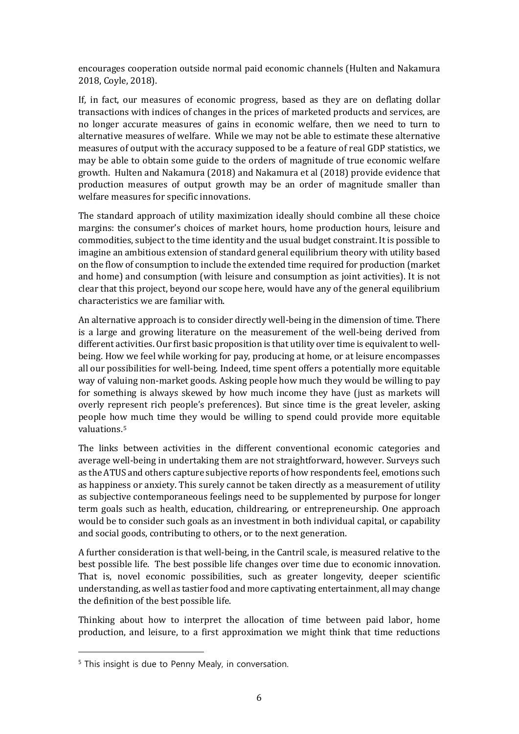encourages cooperation outside normal paid economic channels (Hulten and Nakamura 2018, Coyle, 2018).

If, in fact, our measures of economic progress, based as they are on deflating dollar transactions with indices of changes in the prices of marketed products and services, are no longer accurate measures of gains in economic welfare, then we need to turn to alternative measures of welfare. While we may not be able to estimate these alternative measures of output with the accuracy supposed to be a feature of real GDP statistics, we may be able to obtain some guide to the orders of magnitude of true economic welfare growth. Hulten and Nakamura (2018) and Nakamura et al (2018) provide evidence that production measures of output growth may be an order of magnitude smaller than welfare measures for specific innovations.

The standard approach of utility maximization ideally should combine all these choice margins: the consumer's choices of market hours, home production hours, leisure and commodities, subject to the time identity and the usual budget constraint. It is possible to imagine an ambitious extension of standard general equilibrium theory with utility based on the flow of consumption to include the extended time required for production (market and home) and consumption (with leisure and consumption as joint activities). It is not clear that this project, beyond our scope here, would have any of the general equilibrium characteristics we are familiar with.

An alternative approach is to consider directly well-being in the dimension of time. There is a large and growing literature on the measurement of the well-being derived from different activities. Our first basic proposition is that utility over time is equivalent to well-being. How we feel while working for pay, producing at home, or at leisure encompasses all our possibilities for well-being. Indeed, time spent offers a potentially more equitable way of valuing non-market goods. Asking people how much they would be willing to pay for something is always skewed by how much income they have (just as markets will overly represent rich people's preferences). But since time is the great leveler, asking people how much time they would be willing to spend could provide more equitable valuations.[5]

The links between activities in the different conventional economic categories and average well-being in undertaking them are not straightforward, however. Surveys such as the ATUS and others capture subjective reports of how respondents feel, emotions such as happiness or anxiety. This surely cannot be taken directly as a measurement of utility as subjective contemporaneous feelings need to be supplemented by purpose for longer term goals such as health, education, childrearing, or entrepreneurship. One approach would be to consider such goals as an investment in both individual capital, or capability and social goods, contributing to others, or to the next generation.

A further consideration is that well-being, in the Cantril scale, is measured relative to the best possible life. The best possible life changes over time due to economic innovation. That is, novel economic possibilities, such as greater longevity, deeper scientific understanding, as well as tastier food and more captivating entertainment, all may change the definition of the best possible life.

Thinking about how to interpret the allocation of time between paid labor, home production, and leisure, to a first approximation we might think that time reductions

[5] This insight is due to Penny Mealy, in conversation.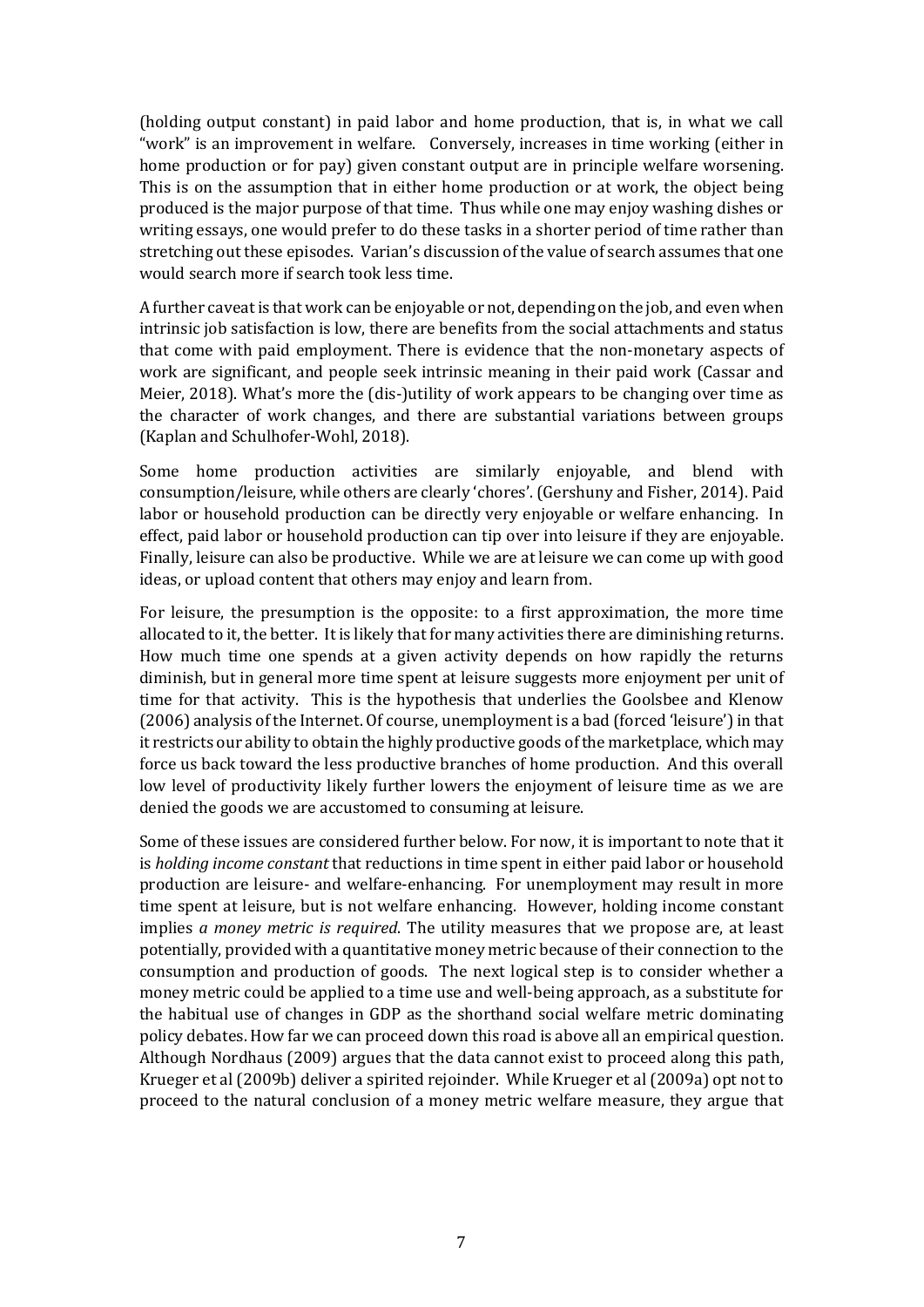(holding output constant) in paid labor and home production, that is, in what we call "work" is an improvement in welfare. Conversely, increases in time working (either in home production or for pay) given constant output are in principle welfare worsening. This is on the assumption that in either home production or at work, the object being produced is the major purpose of that time. Thus while one may enjoy washing dishes or writing essays, one would prefer to do these tasks in a shorter period of time rather than stretching out these episodes. Varian's discussion of the value of search assumes that one would search more if search took less time.

A further caveat is that work can be enjoyable or not, depending on the job, and even when intrinsic job satisfaction is low, there are benefits from the social attachments and status that come with paid employment. There is evidence that the non-monetary aspects of work are significant, and people seek intrinsic meaning in their paid work (Cassar and Meier, 2018). What's more the (dis-)utility of work appears to be changing over time as the character of work changes, and there are substantial variations between groups (Kaplan and Schulhofer-Wohl, 2018).

Some home production activities are similarly enjoyable, and blend with consumption/leisure, while others are clearly 'chores'. (Gershuny and Fisher, 2014). Paid labor or household production can be directly very enjoyable or welfare enhancing. In effect, paid labor or household production can tip over into leisure if they are enjoyable. Finally, leisure can also be productive. While we are at leisure we can come up with good ideas, or upload content that others may enjoy and learn from.

For leisure, the presumption is the opposite: to a first approximation, the more time allocated to it, the better. It is likely that for many activities there are diminishing returns. How much time one spends at a given activity depends on how rapidly the returns diminish, but in general more time spent at leisure suggests more enjoyment per unit of time for that activity. This is the hypothesis that underlies the Goolsbee and Klenow (2006) analysis of the Internet. Of course, unemployment is a bad (forced 'leisure') in that it restricts our ability to obtain the highly productive goods of the marketplace, which may force us back toward the less productive branches of home production. And this overall low level of productivity likely further lowers the enjoyment of leisure time as we are denied the goods we are accustomed to consuming at leisure.

Some of these issues are considered further below. For now, it is important to note that it is *holding income constant* that reductions in time spent in either paid labor or household production are leisure- and welfare-enhancing. For unemployment may result in more time spent at leisure, but is not welfare enhancing. However, holding income constant implies *a money metric is required*. The utility measures that we propose are, at least potentially, provided with a quantitative money metric because of their connection to the consumption and production of goods. The next logical step is to consider whether a money metric could be applied to a time use and well-being approach, as a substitute for the habitual use of changes in GDP as the shorthand social welfare metric dominating policy debates. How far we can proceed down this road is above all an empirical question. Although Nordhaus (2009) argues that the data cannot exist to proceed along this path, Krueger et al (2009b) deliver a spirited rejoinder. While Krueger et al (2009a) opt not to proceed to the natural conclusion of a money metric welfare measure, they argue that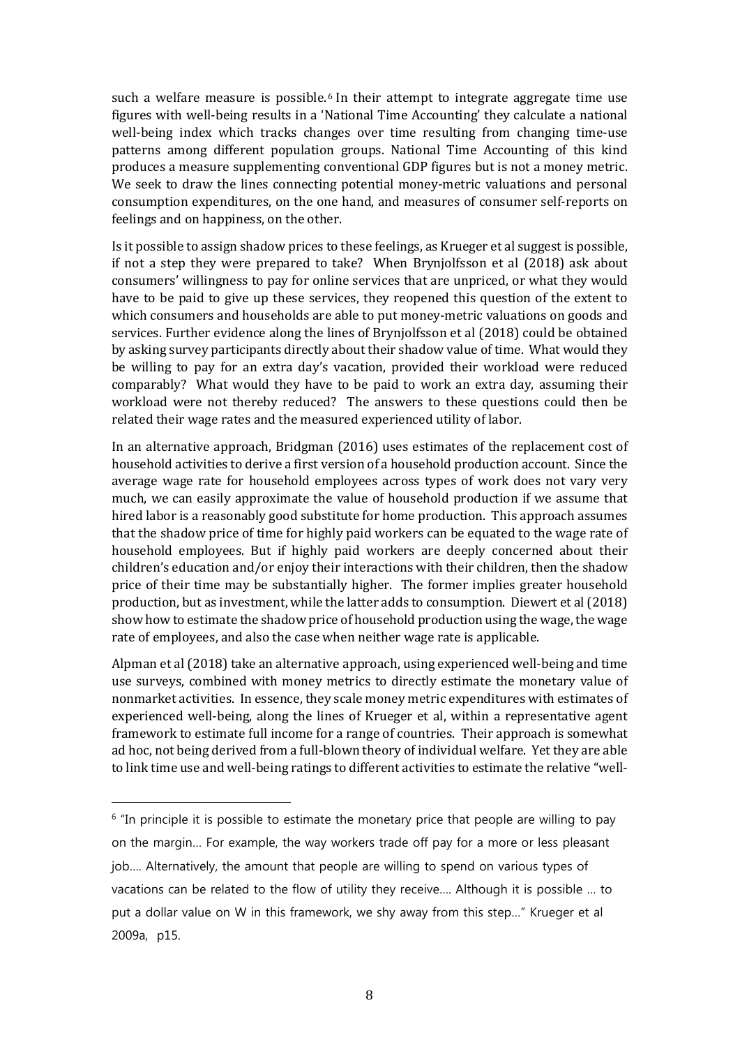such a welfare measure is possible.[6] In their attempt to integrate aggregate time use figures with well-being results in a 'National Time Accounting' they calculate a national well-being index which tracks changes over time resulting from changing time-use patterns among different population groups. National Time Accounting of this kind produces a measure supplementing conventional GDP figures but is not a money metric. We seek to draw the lines connecting potential money-metric valuations and personal consumption expenditures, on the one hand, and measures of consumer self-reports on feelings and on happiness, on the other.

Is it possible to assign shadow prices to these feelings, as Krueger et al suggest is possible, if not a step they were prepared to take? When Brynjolfsson et al (2018) ask about consumers' willingness to pay for online services that are unpriced, or what they would have to be paid to give up these services, they reopened this question of the extent to which consumers and households are able to put money-metric valuations on goods and services. Further evidence along the lines of Brynjolfsson et al (2018) could be obtained by asking survey participants directly about their shadow value of time. What would they be willing to pay for an extra day's vacation, provided their workload were reduced comparably? What would they have to be paid to work an extra day, assuming their workload were not thereby reduced? The answers to these questions could then be related their wage rates and the measured experienced utility of labor.

In an alternative approach, Bridgman (2016) uses estimates of the replacement cost of household activities to derive a first version of a household production account. Since the average wage rate for household employees across types of work does not vary very much, we can easily approximate the value of household production if we assume that hired labor is a reasonably good substitute for home production. This approach assumes that the shadow price of time for highly paid workers can be equated to the wage rate of household employees. But if highly paid workers are deeply concerned about their children's education and/or enjoy their interactions with their children, then the shadow price of their time may be substantially higher. The former implies greater household production, but as investment, while the latter adds to consumption. Diewert et al (2018) show how to estimate the shadow price of household production using the wage, the wage rate of employees, and also the case when neither wage rate is applicable.

Alpman et al (2018) take an alternative approach, using experienced well-being and time use surveys, combined with money metrics to directly estimate the monetary value of nonmarket activities. In essence, they scale money metric expenditures with estimates of experienced well-being, along the lines of Krueger et al, within a representative agent framework to estimate full income for a range of countries. Their approach is somewhat ad hoc, not being derived from a full-blown theory of individual welfare. Yet they are able to link time use and well-being ratings to different activities to estimate the relative "well-

---

[6] "In principle it is possible to estimate the monetary price that people are willing to pay on the margin… For example, the way workers trade off pay for a more or less pleasant job…. Alternatively, the amount that people are willing to spend on various types of vacations can be related to the flow of utility they receive…. Although it is possible … to put a dollar value on W in this framework, we shy away from this step…" Krueger et al 2009a, p15.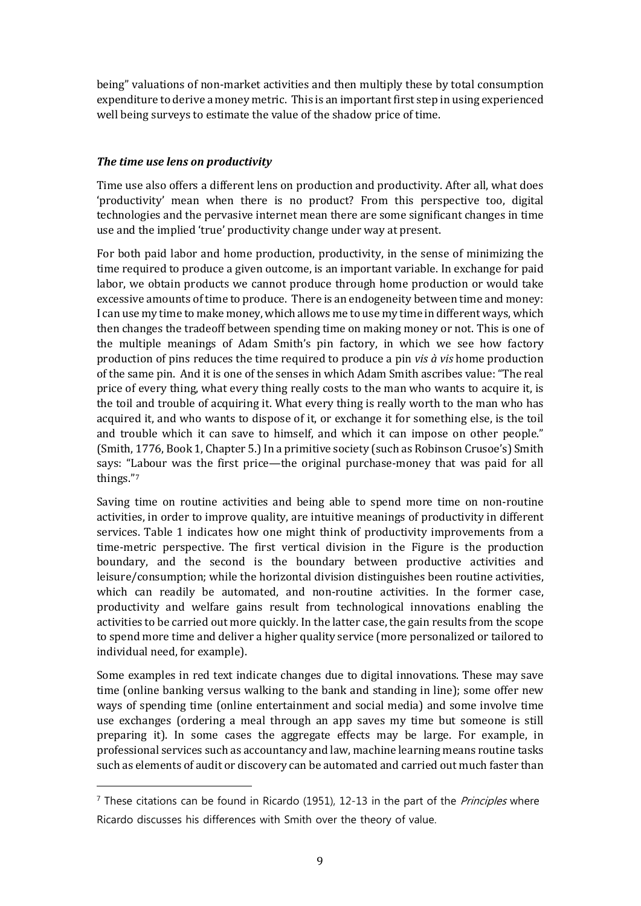being" valuations of non-market activities and then multiply these by total consumption expenditure to derive a money metric. This is an important first step in using experienced well being surveys to estimate the value of the shadow price of time.

### *The time use lens on productivity*

Time use also offers a different lens on production and productivity. After all, what does 'productivity' mean when there is no product? From this perspective too, digital technologies and the pervasive internet mean there are some significant changes in time use and the implied 'true' productivity change under way at present.

For both paid labor and home production, productivity, in the sense of minimizing the time required to produce a given outcome, is an important variable. In exchange for paid labor, we obtain products we cannot produce through home production or would take excessive amounts of time to produce. There is an endogeneity between time and money: I can use my time to make money, which allows me to use my time in different ways, which then changes the tradeoff between spending time on making money or not. This is one of the multiple meanings of Adam Smith's pin factory, in which we see how factory production of pins reduces the time required to produce a pin *vis à vis* home production of the same pin. And it is one of the senses in which Adam Smith ascribes value: "The real price of every thing, what every thing really costs to the man who wants to acquire it, is the toil and trouble of acquiring it. What every thing is really worth to the man who has acquired it, and who wants to dispose of it, or exchange it for something else, is the toil and trouble which it can save to himself, and which it can impose on other people." (Smith, 1776, Book 1, Chapter 5.) In a primitive society (such as Robinson Crusoe's) Smith says: "Labour was the first price—the original purchase-money that was paid for all things."[7]

Saving time on routine activities and being able to spend more time on non-routine activities, in order to improve quality, are intuitive meanings of productivity in different services. Table 1 indicates how one might think of productivity improvements from a time-metric perspective. The first vertical division in the Figure is the production boundary, and the second is the boundary between productive activities and leisure/consumption; while the horizontal division distinguishes been routine activities, which can readily be automated, and non-routine activities. In the former case, productivity and welfare gains result from technological innovations enabling the activities to be carried out more quickly. In the latter case, the gain results from the scope to spend more time and deliver a higher quality service (more personalized or tailored to individual need, for example).

Some examples in red text indicate changes due to digital innovations. These may save time (online banking versus walking to the bank and standing in line); some offer new ways of spending time (online entertainment and social media) and some involve time use exchanges (ordering a meal through an app saves my time but someone is still preparing it). In some cases the aggregate effects may be large. For example, in professional services such as accountancy and law, machine learning means routine tasks such as elements of audit or discovery can be automated and carried out much faster than

[7] These citations can be found in Ricardo (1951), 12-13 in the part of the *Principles* where Ricardo discusses his differences with Smith over the theory of value.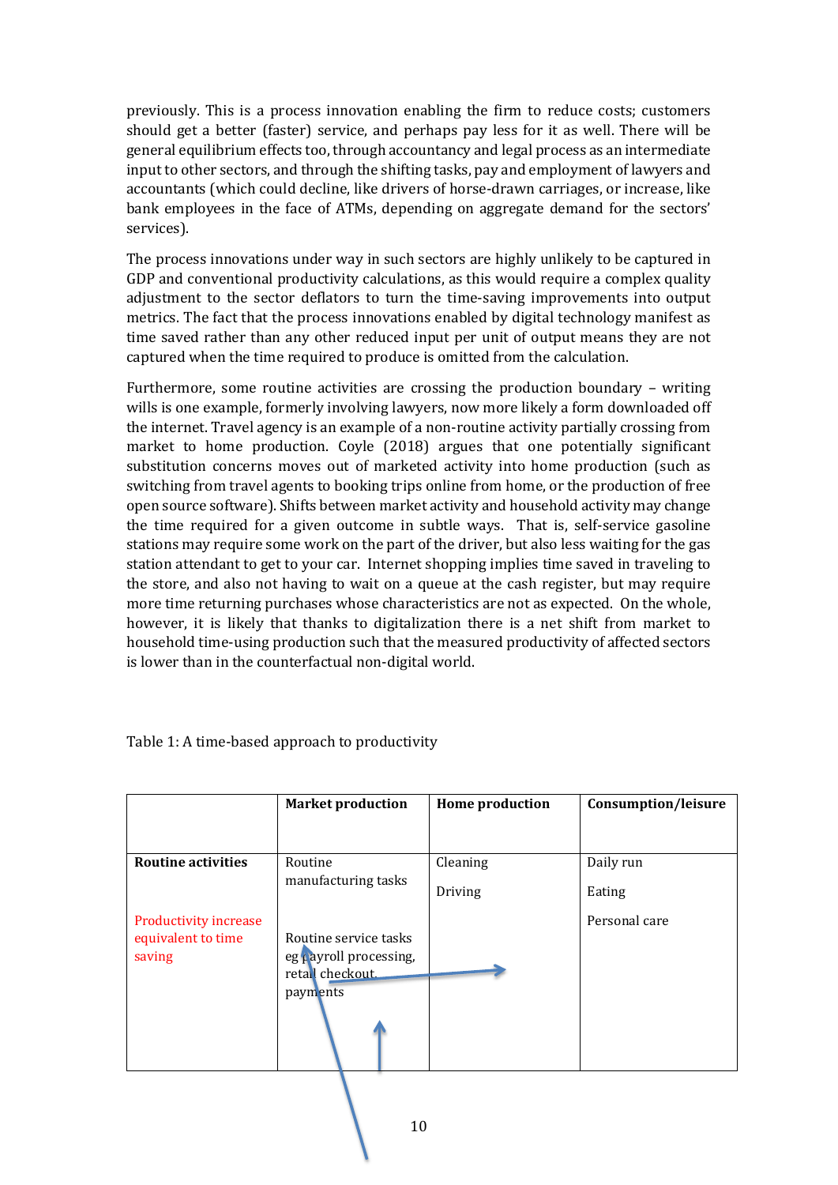previously. This is a process innovation enabling the firm to reduce costs; customers should get a better (faster) service, and perhaps pay less for it as well. There will be general equilibrium effects too, through accountancy and legal process as an intermediate input to other sectors, and through the shifting tasks, pay and employment of lawyers and accountants (which could decline, like drivers of horse-drawn carriages, or increase, like bank employees in the face of ATMs, depending on aggregate demand for the sectors' services).

The process innovations under way in such sectors are highly unlikely to be captured in GDP and conventional productivity calculations, as this would require a complex quality adjustment to the sector deflators to turn the time-saving improvements into output metrics. The fact that the process innovations enabled by digital technology manifest as time saved rather than any other reduced input per unit of output means they are not captured when the time required to produce is omitted from the calculation.

Furthermore, some routine activities are crossing the production boundary – writing wills is one example, formerly involving lawyers, now more likely a form downloaded off the internet. Travel agency is an example of a non-routine activity partially crossing from market to home production. Coyle (2018) argues that one potentially significant substitution concerns moves out of marketed activity into home production (such as switching from travel agents to booking trips online from home, or the production of free open source software). Shifts between market activity and household activity may change the time required for a given outcome in subtle ways. That is, self-service gasoline stations may require some work on the part of the driver, but also less waiting for the gas station attendant to get to your car. Internet shopping implies time saved in traveling to the store, and also not having to wait on a queue at the cash register, but may require more time returning purchases whose characteristics are not as expected. On the whole, however, it is likely that thanks to digitalization there is a net shift from market to household time-using production such that the measured productivity of affected sectors is lower than in the counterfactual non-digital world.

Table 1: A time-based approach to productivity

| | **Market production** | **Home production** | **Consumption/leisure** |
|---|---|---|---|
| **Routine activities**<br><br>Productivity increase equivalent to time saving | Routine manufacturing tasks<br><br>Routine service tasks eg payroll processing, retail checkout, payments | Cleaning<br><br>Driving | Daily run<br><br>Eating<br><br>Personal care |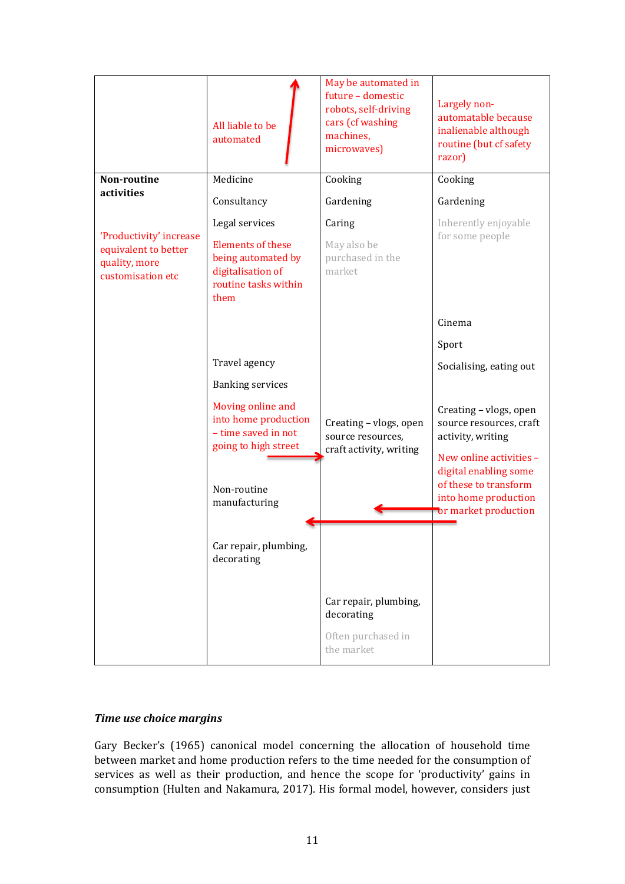| | | | |
|---|---|---|---|
| | All liable to be automated | May be automated in future – domestic robots, self-driving cars (cf washing machines, microwaves) | Largely non-automatable because inalienable although routine (but cf safety razor) |
| **Non-routine activities**<br><br>'Productivity' increase equivalent to better quality, more customisation etc | Medicine<br><br>Consultancy<br><br>Legal services<br><br>Elements of these being automated by digitalisation of routine tasks within them<br><br>Travel agency<br><br>Banking services<br><br>Moving online and into home production – time saved in not going to high street<br><br>Non-routine manufacturing<br><br>Car repair, plumbing, decorating | Cooking<br><br>Gardening<br><br>Caring<br><br>May also be purchased in the market<br><br>Creating – vlogs, open source resources, craft activity, writing<br><br>Car repair, plumbing, decorating<br><br>Often purchased in the market | Cooking<br><br>Gardening<br><br>Inherently enjoyable for some people<br><br>Cinema<br><br>Sport<br><br>Socialising, eating out<br><br>Creating – vlogs, open source resources, craft activity, writing<br><br>New online activities – digital enabling some of these to transform into home production or market production |

### *Time use choice margins*

Gary Becker's (1965) canonical model concerning the allocation of household time between market and home production refers to the time needed for the consumption of services as well as their production, and hence the scope for 'productivity' gains in consumption (Hulten and Nakamura, 2017). His formal model, however, considers just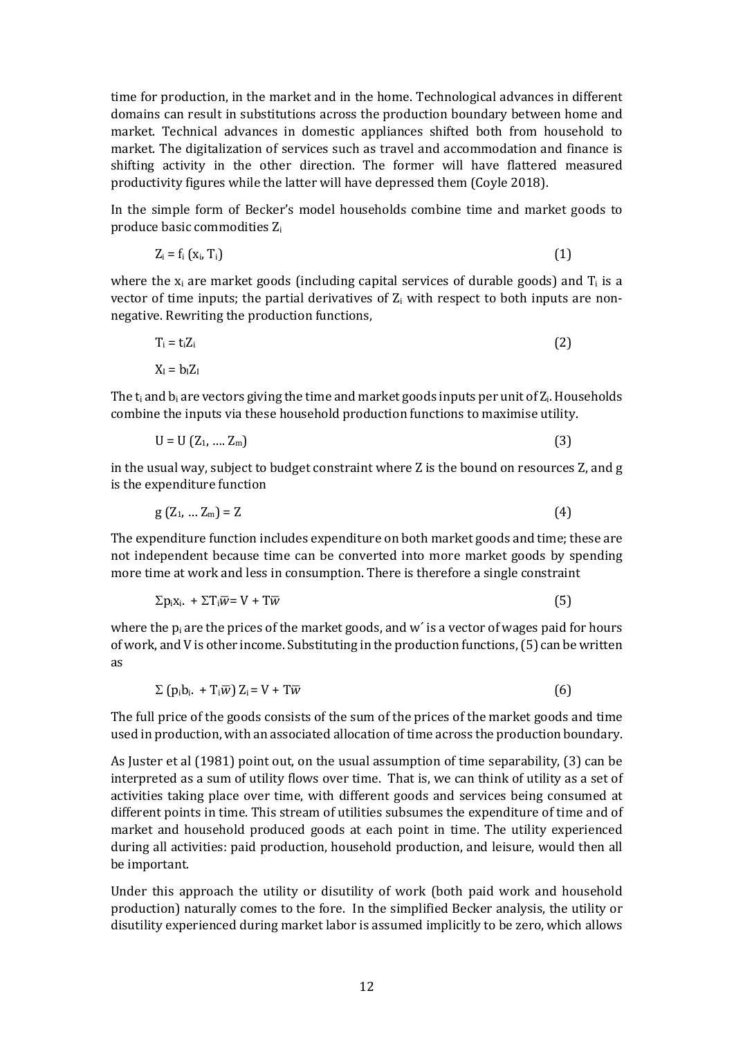time for production, in the market and in the home. Technological advances in different domains can result in substitutions across the production boundary between home and market. Technical advances in domestic appliances shifted both from household to market. The digitalization of services such as travel and accommodation and finance is shifting activity in the other direction. The former will have flattered measured productivity figures while the latter will have depressed them (Coyle 2018).

In the simple form of Becker's model households combine time and market goods to produce basic commodities $Z_i$

$$Z_i = f_i\,(x_i, T_i) \tag{1}$$

where the $x_i$ are market goods (including capital services of durable goods) and $T_i$ is a vector of time inputs; the partial derivatives of $Z_i$ with respect to both inputs are non-negative. Rewriting the production functions,

$$T_i = t_i Z_i \tag{2}$$

$$X_l = b_l Z_l$$

The $t_i$ and $b_i$ are vectors giving the time and market goods inputs per unit of $Z_i$. Households combine the inputs via these household production functions to maximise utility.

$$U = U\,(Z_1, \ldots. Z_m) \tag{3}$$

in the usual way, subject to budget constraint where Z is the bound on resources Z, and g is the expenditure function

$$g\,(Z_1, \ldots Z_m) = Z \tag{4}$$

The expenditure function includes expenditure on both market goods and time; these are not independent because time can be converted into more market goods by spending more time at work and less in consumption. There is therefore a single constraint

$$\Sigma p_i x_i. + \Sigma T_i \overline{w} = V + T\overline{w} \tag{5}$$

where the $p_i$ are the prices of the market goods, and w´ is a vector of wages paid for hours of work, and V is other income. Substituting in the production functions, (5) can be written as

$$\Sigma\,(p_i b_i. + T_i \overline{w})\,Z_i = V + T\overline{w} \tag{6}$$

The full price of the goods consists of the sum of the prices of the market goods and time used in production, with an associated allocation of time across the production boundary.

As Juster et al (1981) point out, on the usual assumption of time separability, (3) can be interpreted as a sum of utility flows over time. That is, we can think of utility as a set of activities taking place over time, with different goods and services being consumed at different points in time. This stream of utilities subsumes the expenditure of time and of market and household produced goods at each point in time. The utility experienced during all activities: paid production, household production, and leisure, would then all be important.

Under this approach the utility or disutility of work (both paid work and household production) naturally comes to the fore. In the simplified Becker analysis, the utility or disutility experienced during market labor is assumed implicitly to be zero, which allows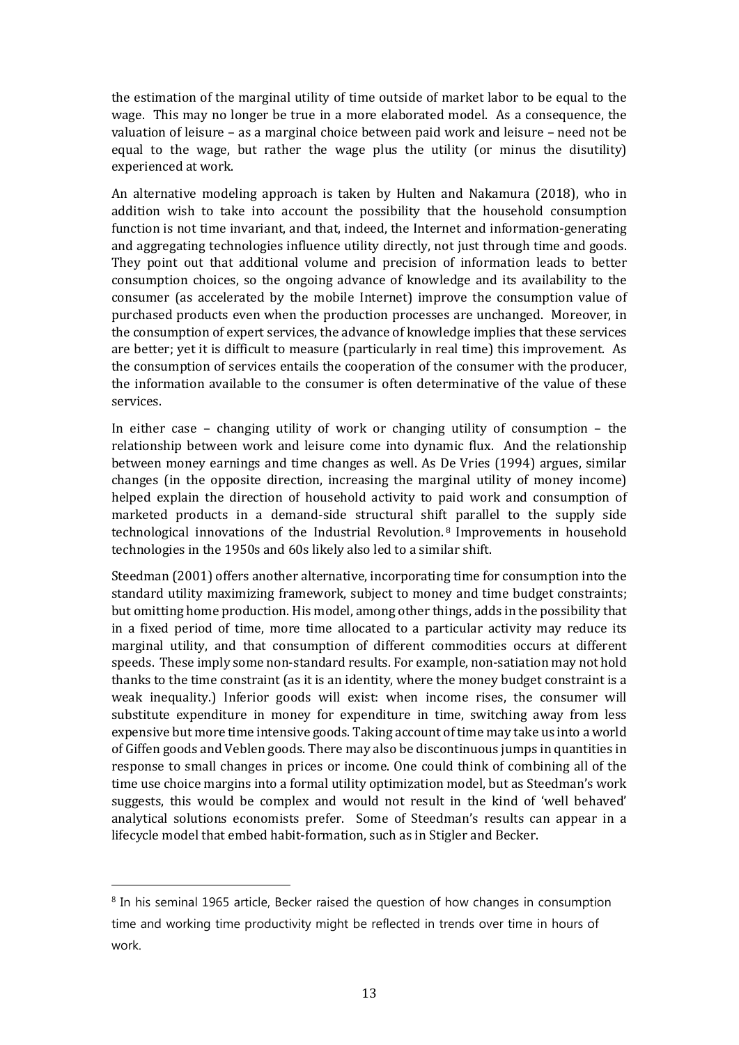the estimation of the marginal utility of time outside of market labor to be equal to the wage. This may no longer be true in a more elaborated model. As a consequence, the valuation of leisure – as a marginal choice between paid work and leisure – need not be equal to the wage, but rather the wage plus the utility (or minus the disutility) experienced at work.

An alternative modeling approach is taken by Hulten and Nakamura (2018), who in addition wish to take into account the possibility that the household consumption function is not time invariant, and that, indeed, the Internet and information-generating and aggregating technologies influence utility directly, not just through time and goods. They point out that additional volume and precision of information leads to better consumption choices, so the ongoing advance of knowledge and its availability to the consumer (as accelerated by the mobile Internet) improve the consumption value of purchased products even when the production processes are unchanged. Moreover, in the consumption of expert services, the advance of knowledge implies that these services are better; yet it is difficult to measure (particularly in real time) this improvement. As the consumption of services entails the cooperation of the consumer with the producer, the information available to the consumer is often determinative of the value of these services.

In either case – changing utility of work or changing utility of consumption – the relationship between work and leisure come into dynamic flux. And the relationship between money earnings and time changes as well. As De Vries (1994) argues, similar changes (in the opposite direction, increasing the marginal utility of money income) helped explain the direction of household activity to paid work and consumption of marketed products in a demand-side structural shift parallel to the supply side technological innovations of the Industrial Revolution.[8] Improvements in household technologies in the 1950s and 60s likely also led to a similar shift.

Steedman (2001) offers another alternative, incorporating time for consumption into the standard utility maximizing framework, subject to money and time budget constraints; but omitting home production. His model, among other things, adds in the possibility that in a fixed period of time, more time allocated to a particular activity may reduce its marginal utility, and that consumption of different commodities occurs at different speeds. These imply some non-standard results. For example, non-satiation may not hold thanks to the time constraint (as it is an identity, where the money budget constraint is a weak inequality.) Inferior goods will exist: when income rises, the consumer will substitute expenditure in money for expenditure in time, switching away from less expensive but more time intensive goods. Taking account of time may take us into a world of Giffen goods and Veblen goods. There may also be discontinuous jumps in quantities in response to small changes in prices or income. One could think of combining all of the time use choice margins into a formal utility optimization model, but as Steedman's work suggests, this would be complex and would not result in the kind of 'well behaved' analytical solutions economists prefer. Some of Steedman's results can appear in a lifecycle model that embed habit-formation, such as in Stigler and Becker.

---

[8] In his seminal 1965 article, Becker raised the question of how changes in consumption time and working time productivity might be reflected in trends over time in hours of work.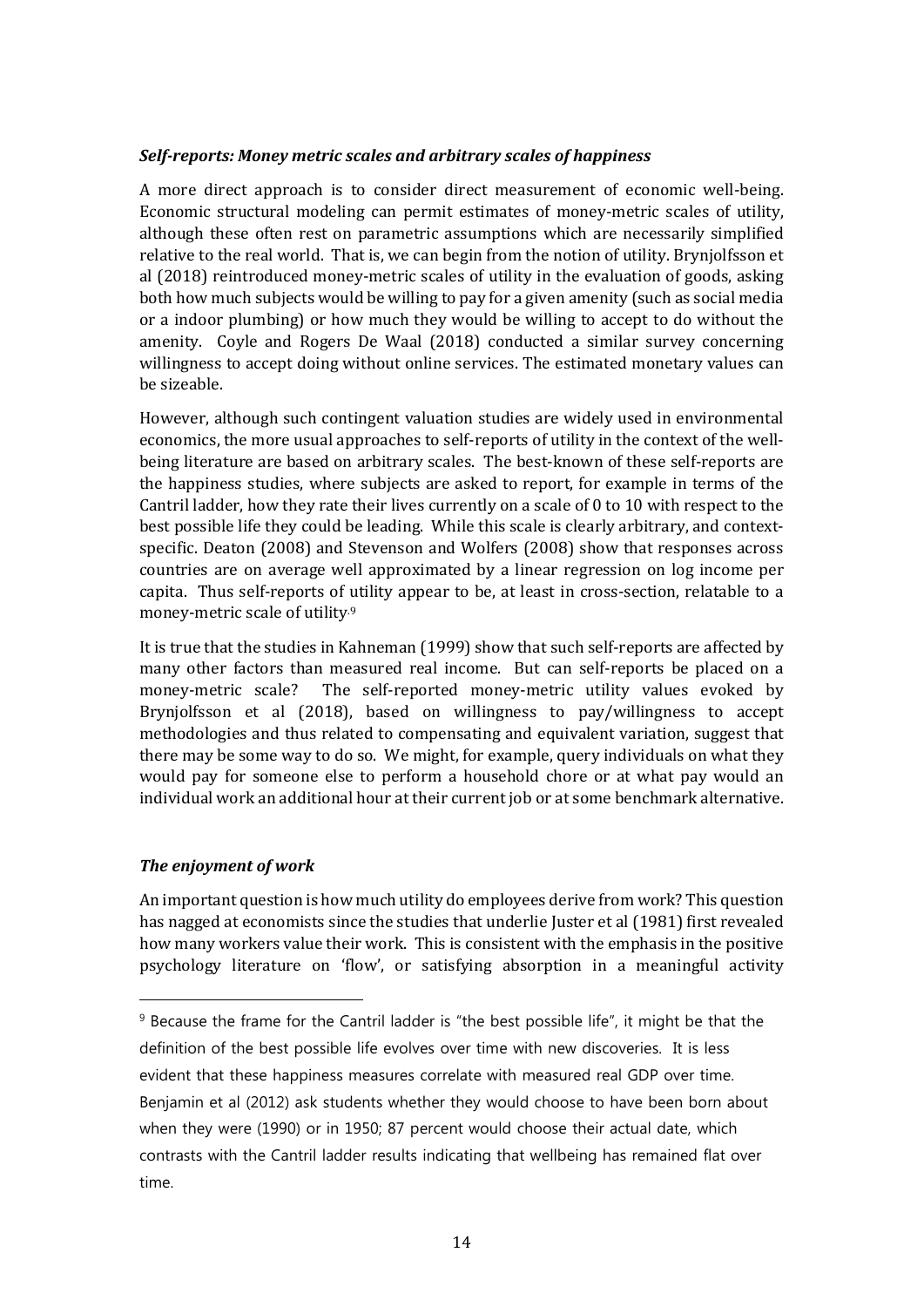***Self-reports: Money metric scales and arbitrary scales of happiness***

A more direct approach is to consider direct measurement of economic well-being. Economic structural modeling can permit estimates of money-metric scales of utility, although these often rest on parametric assumptions which are necessarily simplified relative to the real world. That is, we can begin from the notion of utility. Brynjolfsson et al (2018) reintroduced money-metric scales of utility in the evaluation of goods, asking both how much subjects would be willing to pay for a given amenity (such as social media or a indoor plumbing) or how much they would be willing to accept to do without the amenity. Coyle and Rogers De Waal (2018) conducted a similar survey concerning willingness to accept doing without online services. The estimated monetary values can be sizeable.

However, although such contingent valuation studies are widely used in environmental economics, the more usual approaches to self-reports of utility in the context of the well-being literature are based on arbitrary scales. The best-known of these self-reports are the happiness studies, where subjects are asked to report, for example in terms of the Cantril ladder, how they rate their lives currently on a scale of 0 to 10 with respect to the best possible life they could be leading. While this scale is clearly arbitrary, and context-specific. Deaton (2008) and Stevenson and Wolfers (2008) show that responses across countries are on average well approximated by a linear regression on log income per capita. Thus self-reports of utility appear to be, at least in cross-section, relatable to a money-metric scale of utility.[9]

It is true that the studies in Kahneman (1999) show that such self-reports are affected by many other factors than measured real income. But can self-reports be placed on a money-metric scale? The self-reported money-metric utility values evoked by Brynjolfsson et al (2018), based on willingness to pay/willingness to accept methodologies and thus related to compensating and equivalent variation, suggest that there may be some way to do so. We might, for example, query individuals on what they would pay for someone else to perform a household chore or at what pay would an individual work an additional hour at their current job or at some benchmark alternative.

***The enjoyment of work***

An important question is how much utility do employees derive from work? This question has nagged at economists since the studies that underlie Juster et al (1981) first revealed how many workers value their work. This is consistent with the emphasis in the positive psychology literature on 'flow', or satisfying absorption in a meaningful activity

---

[9] Because the frame for the Cantril ladder is "the best possible life", it might be that the definition of the best possible life evolves over time with new discoveries. It is less evident that these happiness measures correlate with measured real GDP over time. Benjamin et al (2012) ask students whether they would choose to have been born about when they were (1990) or in 1950; 87 percent would choose their actual date, which contrasts with the Cantril ladder results indicating that wellbeing has remained flat over time.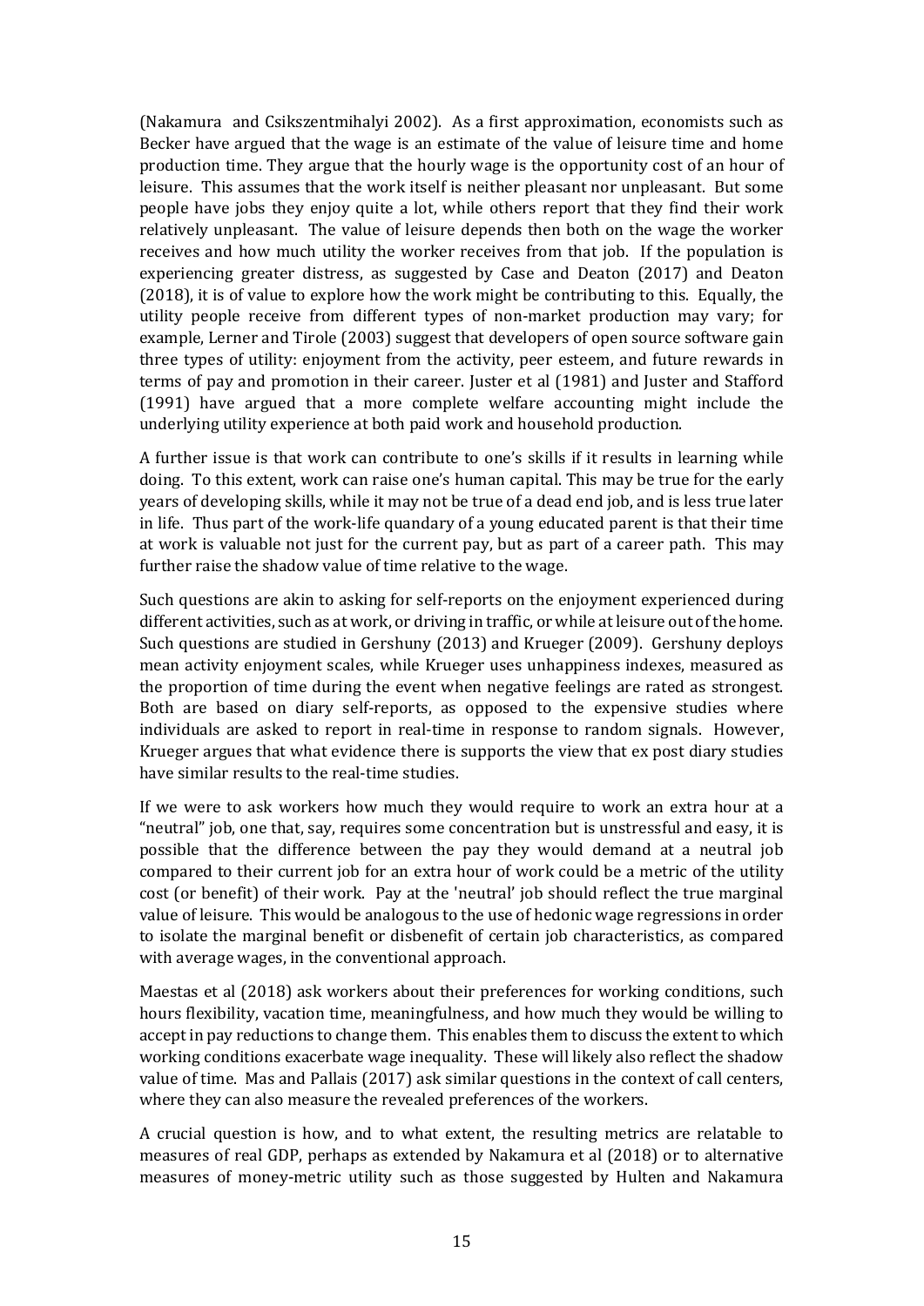(Nakamura and Csikszentmihalyi 2002). As a first approximation, economists such as Becker have argued that the wage is an estimate of the value of leisure time and home production time. They argue that the hourly wage is the opportunity cost of an hour of leisure. This assumes that the work itself is neither pleasant nor unpleasant. But some people have jobs they enjoy quite a lot, while others report that they find their work relatively unpleasant. The value of leisure depends then both on the wage the worker receives and how much utility the worker receives from that job. If the population is experiencing greater distress, as suggested by Case and Deaton (2017) and Deaton (2018), it is of value to explore how the work might be contributing to this. Equally, the utility people receive from different types of non-market production may vary; for example, Lerner and Tirole (2003) suggest that developers of open source software gain three types of utility: enjoyment from the activity, peer esteem, and future rewards in terms of pay and promotion in their career. Juster et al (1981) and Juster and Stafford (1991) have argued that a more complete welfare accounting might include the underlying utility experience at both paid work and household production.

A further issue is that work can contribute to one's skills if it results in learning while doing. To this extent, work can raise one's human capital. This may be true for the early years of developing skills, while it may not be true of a dead end job, and is less true later in life. Thus part of the work-life quandary of a young educated parent is that their time at work is valuable not just for the current pay, but as part of a career path. This may further raise the shadow value of time relative to the wage.

Such questions are akin to asking for self-reports on the enjoyment experienced during different activities, such as at work, or driving in traffic, or while at leisure out of the home. Such questions are studied in Gershuny (2013) and Krueger (2009). Gershuny deploys mean activity enjoyment scales, while Krueger uses unhappiness indexes, measured as the proportion of time during the event when negative feelings are rated as strongest. Both are based on diary self-reports, as opposed to the expensive studies where individuals are asked to report in real-time in response to random signals. However, Krueger argues that what evidence there is supports the view that ex post diary studies have similar results to the real-time studies.

If we were to ask workers how much they would require to work an extra hour at a "neutral" job, one that, say, requires some concentration but is unstressful and easy, it is possible that the difference between the pay they would demand at a neutral job compared to their current job for an extra hour of work could be a metric of the utility cost (or benefit) of their work. Pay at the 'neutral' job should reflect the true marginal value of leisure. This would be analogous to the use of hedonic wage regressions in order to isolate the marginal benefit or disbenefit of certain job characteristics, as compared with average wages, in the conventional approach.

Maestas et al (2018) ask workers about their preferences for working conditions, such hours flexibility, vacation time, meaningfulness, and how much they would be willing to accept in pay reductions to change them. This enables them to discuss the extent to which working conditions exacerbate wage inequality. These will likely also reflect the shadow value of time. Mas and Pallais (2017) ask similar questions in the context of call centers, where they can also measure the revealed preferences of the workers.

A crucial question is how, and to what extent, the resulting metrics are relatable to measures of real GDP, perhaps as extended by Nakamura et al (2018) or to alternative measures of money-metric utility such as those suggested by Hulten and Nakamura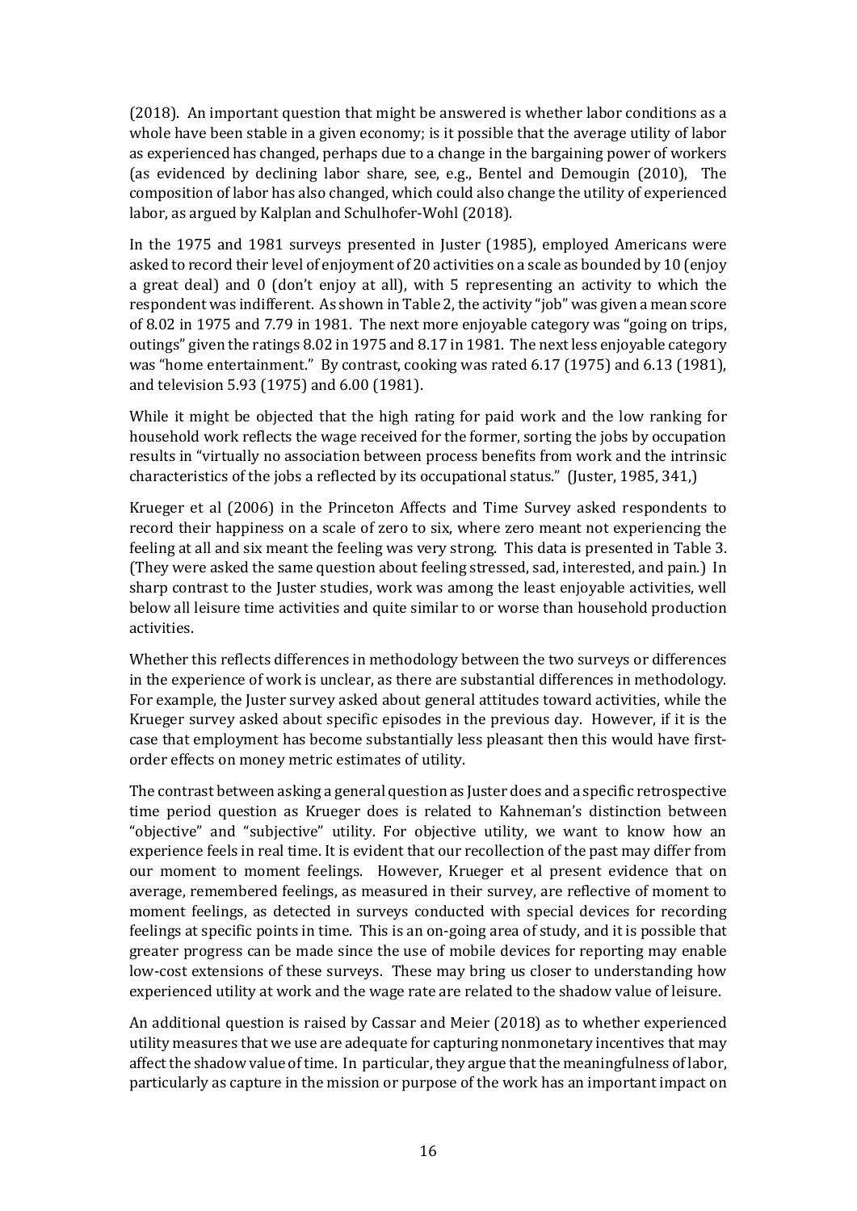(2018). An important question that might be answered is whether labor conditions as a whole have been stable in a given economy; is it possible that the average utility of labor as experienced has changed, perhaps due to a change in the bargaining power of workers (as evidenced by declining labor share, see, e.g., Bentel and Demougin (2010), The composition of labor has also changed, which could also change the utility of experienced labor, as argued by Kalplan and Schulhofer-Wohl (2018).

In the 1975 and 1981 surveys presented in Juster (1985), employed Americans were asked to record their level of enjoyment of 20 activities on a scale as bounded by 10 (enjoy a great deal) and 0 (don't enjoy at all), with 5 representing an activity to which the respondent was indifferent. As shown in Table 2, the activity "job" was given a mean score of 8.02 in 1975 and 7.79 in 1981. The next more enjoyable category was "going on trips, outings" given the ratings 8.02 in 1975 and 8.17 in 1981. The next less enjoyable category was "home entertainment." By contrast, cooking was rated 6.17 (1975) and 6.13 (1981), and television 5.93 (1975) and 6.00 (1981).

While it might be objected that the high rating for paid work and the low ranking for household work reflects the wage received for the former, sorting the jobs by occupation results in "virtually no association between process benefits from work and the intrinsic characteristics of the jobs a reflected by its occupational status." (Juster, 1985, 341,)

Krueger et al (2006) in the Princeton Affects and Time Survey asked respondents to record their happiness on a scale of zero to six, where zero meant not experiencing the feeling at all and six meant the feeling was very strong. This data is presented in Table 3. (They were asked the same question about feeling stressed, sad, interested, and pain.) In sharp contrast to the Juster studies, work was among the least enjoyable activities, well below all leisure time activities and quite similar to or worse than household production activities.

Whether this reflects differences in methodology between the two surveys or differences in the experience of work is unclear, as there are substantial differences in methodology. For example, the Juster survey asked about general attitudes toward activities, while the Krueger survey asked about specific episodes in the previous day. However, if it is the case that employment has become substantially less pleasant then this would have first-order effects on money metric estimates of utility.

The contrast between asking a general question as Juster does and a specific retrospective time period question as Krueger does is related to Kahneman's distinction between "objective" and "subjective" utility. For objective utility, we want to know how an experience feels in real time. It is evident that our recollection of the past may differ from our moment to moment feelings. However, Krueger et al present evidence that on average, remembered feelings, as measured in their survey, are reflective of moment to moment feelings, as detected in surveys conducted with special devices for recording feelings at specific points in time. This is an on-going area of study, and it is possible that greater progress can be made since the use of mobile devices for reporting may enable low-cost extensions of these surveys. These may bring us closer to understanding how experienced utility at work and the wage rate are related to the shadow value of leisure.

An additional question is raised by Cassar and Meier (2018) as to whether experienced utility measures that we use are adequate for capturing nonmonetary incentives that may affect the shadow value of time. In particular, they argue that the meaningfulness of labor, particularly as capture in the mission or purpose of the work has an important impact on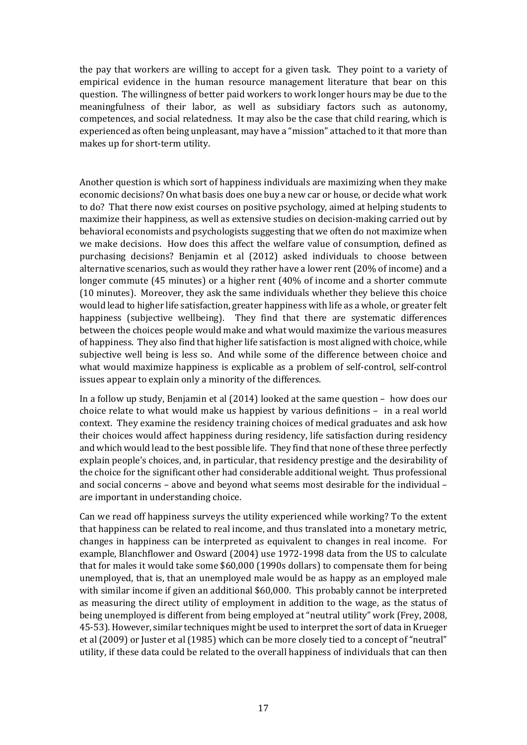the pay that workers are willing to accept for a given task. They point to a variety of empirical evidence in the human resource management literature that bear on this question. The willingness of better paid workers to work longer hours may be due to the meaningfulness of their labor, as well as subsidiary factors such as autonomy, competences, and social relatedness. It may also be the case that child rearing, which is experienced as often being unpleasant, may have a "mission" attached to it that more than makes up for short-term utility.

Another question is which sort of happiness individuals are maximizing when they make economic decisions? On what basis does one buy a new car or house, or decide what work to do? That there now exist courses on positive psychology, aimed at helping students to maximize their happiness, as well as extensive studies on decision-making carried out by behavioral economists and psychologists suggesting that we often do not maximize when we make decisions. How does this affect the welfare value of consumption, defined as purchasing decisions? Benjamin et al (2012) asked individuals to choose between alternative scenarios, such as would they rather have a lower rent (20% of income) and a longer commute (45 minutes) or a higher rent (40% of income and a shorter commute (10 minutes). Moreover, they ask the same individuals whether they believe this choice would lead to higher life satisfaction, greater happiness with life as a whole, or greater felt happiness (subjective wellbeing). They find that there are systematic differences between the choices people would make and what would maximize the various measures of happiness. They also find that higher life satisfaction is most aligned with choice, while subjective well being is less so. And while some of the difference between choice and what would maximize happiness is explicable as a problem of self-control, self-control issues appear to explain only a minority of the differences.

In a follow up study, Benjamin et al (2014) looked at the same question – how does our choice relate to what would make us happiest by various definitions – in a real world context. They examine the residency training choices of medical graduates and ask how their choices would affect happiness during residency, life satisfaction during residency and which would lead to the best possible life. They find that none of these three perfectly explain people's choices, and, in particular, that residency prestige and the desirability of the choice for the significant other had considerable additional weight. Thus professional and social concerns – above and beyond what seems most desirable for the individual – are important in understanding choice.

Can we read off happiness surveys the utility experienced while working? To the extent that happiness can be related to real income, and thus translated into a monetary metric, changes in happiness can be interpreted as equivalent to changes in real income. For example, Blanchflower and Osward (2004) use 1972-1998 data from the US to calculate that for males it would take some $60,000 (1990s dollars) to compensate them for being unemployed, that is, that an unemployed male would be as happy as an employed male with similar income if given an additional $60,000. This probably cannot be interpreted as measuring the direct utility of employment in addition to the wage, as the status of being unemployed is different from being employed at "neutral utility" work (Frey, 2008, 45-53). However, similar techniques might be used to interpret the sort of data in Krueger et al (2009) or Juster et al (1985) which can be more closely tied to a concept of "neutral" utility, if these data could be related to the overall happiness of individuals that can then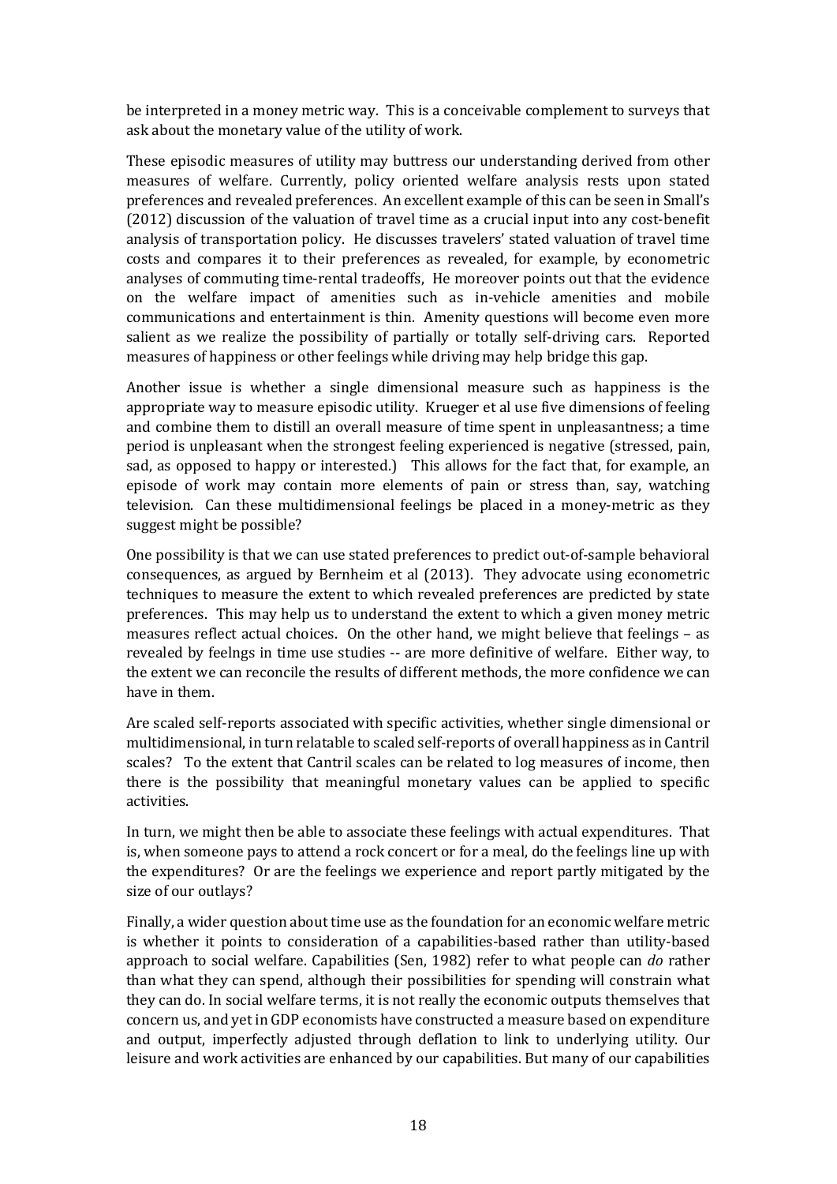be interpreted in a money metric way. This is a conceivable complement to surveys that ask about the monetary value of the utility of work.

These episodic measures of utility may buttress our understanding derived from other measures of welfare. Currently, policy oriented welfare analysis rests upon stated preferences and revealed preferences. An excellent example of this can be seen in Small's (2012) discussion of the valuation of travel time as a crucial input into any cost-benefit analysis of transportation policy. He discusses travelers' stated valuation of travel time costs and compares it to their preferences as revealed, for example, by econometric analyses of commuting time-rental tradeoffs, He moreover points out that the evidence on the welfare impact of amenities such as in-vehicle amenities and mobile communications and entertainment is thin. Amenity questions will become even more salient as we realize the possibility of partially or totally self-driving cars. Reported measures of happiness or other feelings while driving may help bridge this gap.

Another issue is whether a single dimensional measure such as happiness is the appropriate way to measure episodic utility. Krueger et al use five dimensions of feeling and combine them to distill an overall measure of time spent in unpleasantness; a time period is unpleasant when the strongest feeling experienced is negative (stressed, pain, sad, as opposed to happy or interested.) This allows for the fact that, for example, an episode of work may contain more elements of pain or stress than, say, watching television. Can these multidimensional feelings be placed in a money-metric as they suggest might be possible?

One possibility is that we can use stated preferences to predict out-of-sample behavioral consequences, as argued by Bernheim et al (2013). They advocate using econometric techniques to measure the extent to which revealed preferences are predicted by state preferences. This may help us to understand the extent to which a given money metric measures reflect actual choices. On the other hand, we might believe that feelings – as revealed by feelngs in time use studies -- are more definitive of welfare. Either way, to the extent we can reconcile the results of different methods, the more confidence we can have in them.

Are scaled self-reports associated with specific activities, whether single dimensional or multidimensional, in turn relatable to scaled self-reports of overall happiness as in Cantril scales? To the extent that Cantril scales can be related to log measures of income, then there is the possibility that meaningful monetary values can be applied to specific activities.

In turn, we might then be able to associate these feelings with actual expenditures. That is, when someone pays to attend a rock concert or for a meal, do the feelings line up with the expenditures? Or are the feelings we experience and report partly mitigated by the size of our outlays?

Finally, a wider question about time use as the foundation for an economic welfare metric is whether it points to consideration of a capabilities-based rather than utility-based approach to social welfare. Capabilities (Sen, 1982) refer to what people can *do* rather than what they can spend, although their possibilities for spending will constrain what they can do. In social welfare terms, it is not really the economic outputs themselves that concern us, and yet in GDP economists have constructed a measure based on expenditure and output, imperfectly adjusted through deflation to link to underlying utility. Our leisure and work activities are enhanced by our capabilities. But many of our capabilities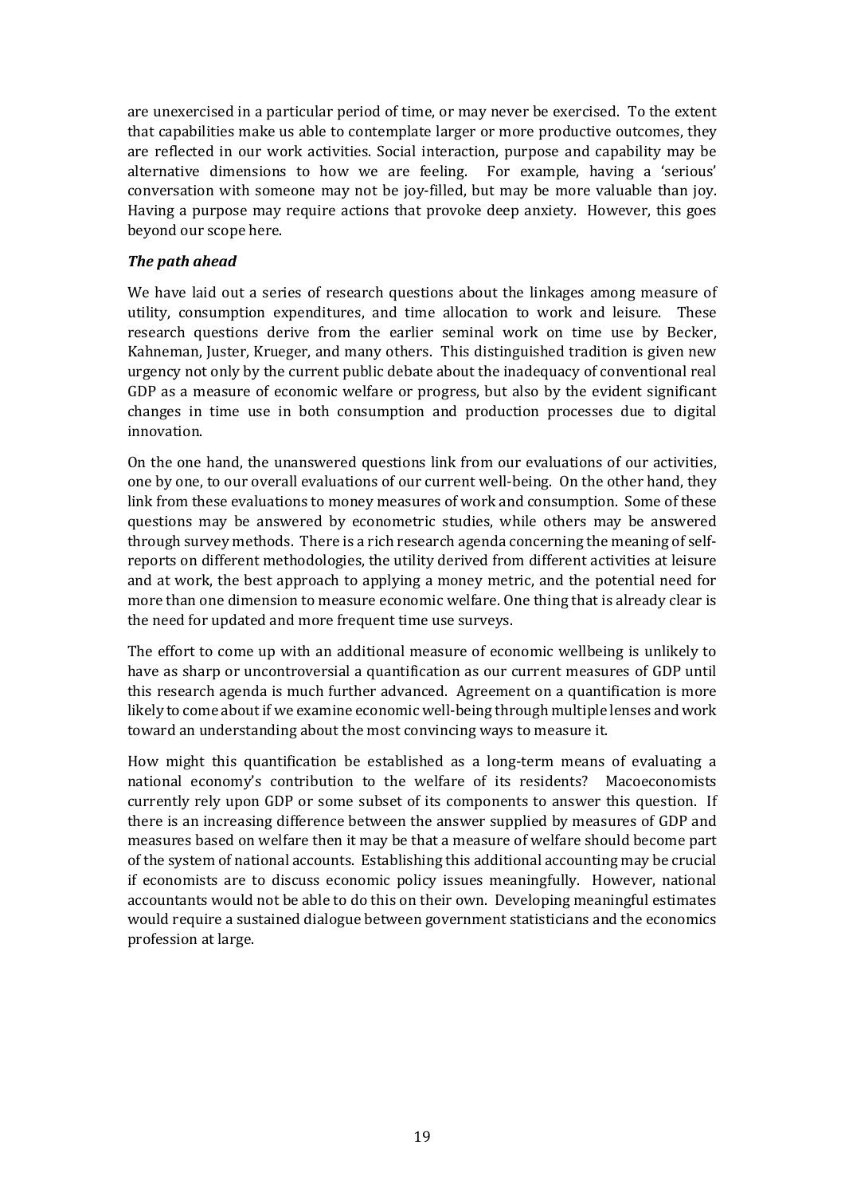are unexercised in a particular period of time, or may never be exercised. To the extent that capabilities make us able to contemplate larger or more productive outcomes, they are reflected in our work activities. Social interaction, purpose and capability may be alternative dimensions to how we are feeling. For example, having a 'serious' conversation with someone may not be joy-filled, but may be more valuable than joy. Having a purpose may require actions that provoke deep anxiety. However, this goes beyond our scope here.

***The path ahead***

We have laid out a series of research questions about the linkages among measure of utility, consumption expenditures, and time allocation to work and leisure. These research questions derive from the earlier seminal work on time use by Becker, Kahneman, Juster, Krueger, and many others. This distinguished tradition is given new urgency not only by the current public debate about the inadequacy of conventional real GDP as a measure of economic welfare or progress, but also by the evident significant changes in time use in both consumption and production processes due to digital innovation.

On the one hand, the unanswered questions link from our evaluations of our activities, one by one, to our overall evaluations of our current well-being. On the other hand, they link from these evaluations to money measures of work and consumption. Some of these questions may be answered by econometric studies, while others may be answered through survey methods. There is a rich research agenda concerning the meaning of self-reports on different methodologies, the utility derived from different activities at leisure and at work, the best approach to applying a money metric, and the potential need for more than one dimension to measure economic welfare. One thing that is already clear is the need for updated and more frequent time use surveys.

The effort to come up with an additional measure of economic wellbeing is unlikely to have as sharp or uncontroversial a quantification as our current measures of GDP until this research agenda is much further advanced. Agreement on a quantification is more likely to come about if we examine economic well-being through multiple lenses and work toward an understanding about the most convincing ways to measure it.

How might this quantification be established as a long-term means of evaluating a national economy's contribution to the welfare of its residents? Macoeconomists currently rely upon GDP or some subset of its components to answer this question. If there is an increasing difference between the answer supplied by measures of GDP and measures based on welfare then it may be that a measure of welfare should become part of the system of national accounts. Establishing this additional accounting may be crucial if economists are to discuss economic policy issues meaningfully. However, national accountants would not be able to do this on their own. Developing meaningful estimates would require a sustained dialogue between government statisticians and the economics profession at large.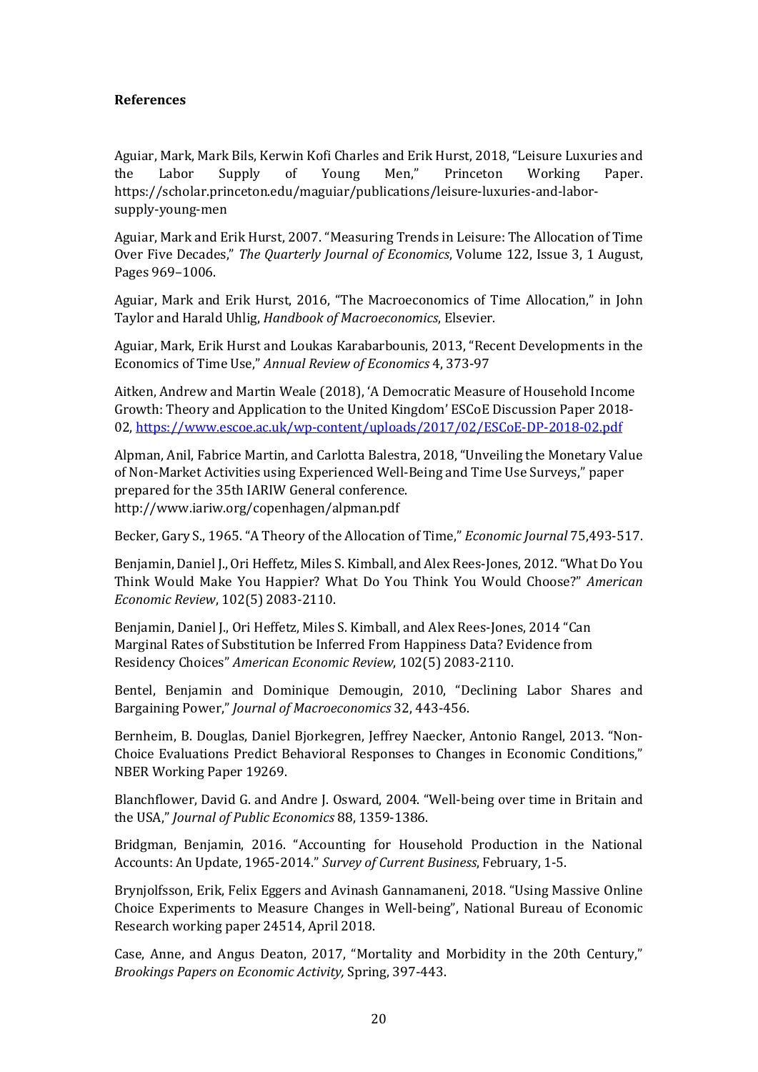**References**

Aguiar, Mark, Mark Bils, Kerwin Kofi Charles and Erik Hurst, 2018, "Leisure Luxuries and the Labor Supply of Young Men," Princeton Working Paper. https://scholar.princeton.edu/maguiar/publications/leisure-luxuries-and-labor-supply-young-men

Aguiar, Mark and Erik Hurst, 2007. "Measuring Trends in Leisure: The Allocation of Time Over Five Decades," *The Quarterly Journal of Economics*, Volume 122, Issue 3, 1 August, Pages 969–1006.

Aguiar, Mark and Erik Hurst, 2016, "The Macroeconomics of Time Allocation," in John Taylor and Harald Uhlig, *Handbook of Macroeconomics*, Elsevier.

Aguiar, Mark, Erik Hurst and Loukas Karabarbounis, 2013, "Recent Developments in the Economics of Time Use," *Annual Review of Economics* 4, 373-97

Aitken, Andrew and Martin Weale (2018), 'A Democratic Measure of Household Income Growth: Theory and Application to the United Kingdom' ESCoE Discussion Paper 2018-02, https://www.escoe.ac.uk/wp-content/uploads/2017/02/ESCoE-DP-2018-02.pdf

Alpman, Anil, Fabrice Martin, and Carlotta Balestra, 2018, "Unveiling the Monetary Value of Non-Market Activities using Experienced Well-Being and Time Use Surveys," paper prepared for the 35th IARIW General conference. http://www.iariw.org/copenhagen/alpman.pdf

Becker, Gary S., 1965. "A Theory of the Allocation of Time," *Economic Journal* 75,493-517.

Benjamin, Daniel J., Ori Heffetz, Miles S. Kimball, and Alex Rees-Jones, 2012. "What Do You Think Would Make You Happier? What Do You Think You Would Choose?" *American Economic Review*, 102(5) 2083-2110.

Benjamin, Daniel J., Ori Heffetz, Miles S. Kimball, and Alex Rees-Jones, 2014 "Can Marginal Rates of Substitution be Inferred From Happiness Data? Evidence from Residency Choices" *American Economic Review*, 102(5) 2083-2110.

Bentel, Benjamin and Dominique Demougin, 2010, "Declining Labor Shares and Bargaining Power," *Journal of Macroeconomics* 32, 443-456.

Bernheim, B. Douglas, Daniel Bjorkegren, Jeffrey Naecker, Antonio Rangel, 2013. "Non-Choice Evaluations Predict Behavioral Responses to Changes in Economic Conditions," NBER Working Paper 19269.

Blanchflower, David G. and Andre J. Osward, 2004. "Well-being over time in Britain and the USA," *Journal of Public Economics* 88, 1359-1386.

Bridgman, Benjamin, 2016. "Accounting for Household Production in the National Accounts: An Update, 1965-2014." *Survey of Current Business*, February, 1-5.

Brynjolfsson, Erik, Felix Eggers and Avinash Gannamaneni, 2018. "Using Massive Online Choice Experiments to Measure Changes in Well-being", National Bureau of Economic Research working paper 24514, April 2018.

Case, Anne, and Angus Deaton, 2017, "Mortality and Morbidity in the 20th Century," *Brookings Papers on Economic Activity,* Spring, 397-443.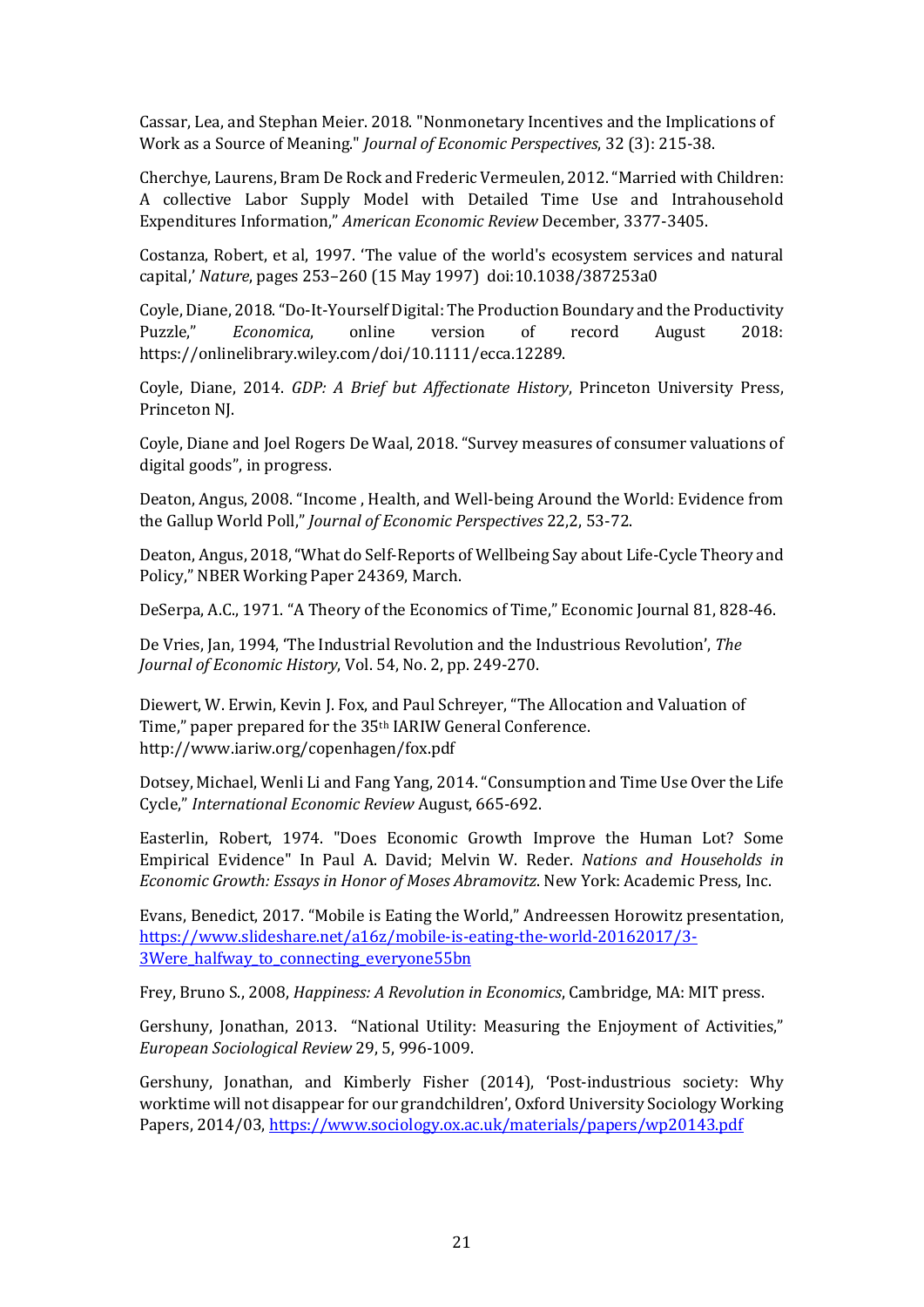Cassar, Lea, and Stephan Meier. 2018. "Nonmonetary Incentives and the Implications of Work as a Source of Meaning." *Journal of Economic Perspectives*, 32 (3): 215-38.

Cherchye, Laurens, Bram De Rock and Frederic Vermeulen, 2012. "Married with Children: A collective Labor Supply Model with Detailed Time Use and Intrahousehold Expenditures Information," *American Economic Review* December, 3377-3405.

Costanza, Robert, et al, 1997. 'The value of the world's ecosystem services and natural capital,' *Nature*, pages 253–260 (15 May 1997) doi:10.1038/387253a0

Coyle, Diane, 2018. "Do-It-Yourself Digital: The Production Boundary and the Productivity Puzzle," *Economica*, online version of record August 2018: https://onlinelibrary.wiley.com/doi/10.1111/ecca.12289.

Coyle, Diane, 2014. *GDP: A Brief but Affectionate History*, Princeton University Press, Princeton NJ.

Coyle, Diane and Joel Rogers De Waal, 2018. "Survey measures of consumer valuations of digital goods", in progress.

Deaton, Angus, 2008. "Income , Health, and Well-being Around the World: Evidence from the Gallup World Poll," *Journal of Economic Perspectives* 22,2, 53-72.

Deaton, Angus, 2018, "What do Self-Reports of Wellbeing Say about Life-Cycle Theory and Policy," NBER Working Paper 24369, March.

DeSerpa, A.C., 1971. "A Theory of the Economics of Time," Economic Journal 81, 828-46.

De Vries, Jan, 1994, 'The Industrial Revolution and the Industrious Revolution', *The Journal of Economic History*, Vol. 54, No. 2, pp. 249-270.

Diewert, W. Erwin, Kevin J. Fox, and Paul Schreyer, "The Allocation and Valuation of Time," paper prepared for the 35th IARIW General Conference. http://www.iariw.org/copenhagen/fox.pdf

Dotsey, Michael, Wenli Li and Fang Yang, 2014. "Consumption and Time Use Over the Life Cycle," *International Economic Review* August, 665-692.

Easterlin, Robert, 1974. "Does Economic Growth Improve the Human Lot? Some Empirical Evidence" In Paul A. David; Melvin W. Reder. *Nations and Households in Economic Growth: Essays in Honor of Moses Abramovitz.* New York: Academic Press, Inc.

Evans, Benedict, 2017. "Mobile is Eating the World," Andreessen Horowitz presentation, https://www.slideshare.net/a16z/mobile-is-eating-the-world-20162017/3-3Were_halfway_to_connecting_everyone55bn

Frey, Bruno S., 2008, *Happiness: A Revolution in Economics*, Cambridge, MA: MIT press.

Gershuny, Jonathan, 2013. "National Utility: Measuring the Enjoyment of Activities," *European Sociological Review* 29, 5, 996-1009.

Gershuny, Jonathan, and Kimberly Fisher (2014), 'Post-industrious society: Why worktime will not disappear for our grandchildren', Oxford University Sociology Working Papers, 2014/03, https://www.sociology.ox.ac.uk/materials/papers/wp20143.pdf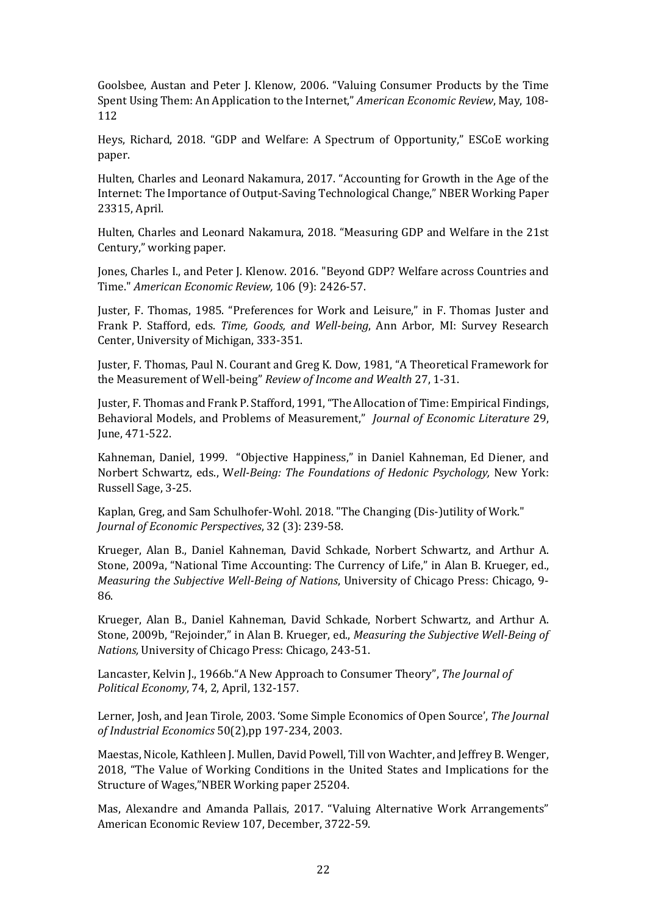Goolsbee, Austan and Peter J. Klenow, 2006. "Valuing Consumer Products by the Time Spent Using Them: An Application to the Internet," *American Economic Review*, May, 108-112

Heys, Richard, 2018. "GDP and Welfare: A Spectrum of Opportunity," ESCoE working paper.

Hulten, Charles and Leonard Nakamura, 2017. "Accounting for Growth in the Age of the Internet: The Importance of Output-Saving Technological Change," NBER Working Paper 23315, April.

Hulten, Charles and Leonard Nakamura, 2018. "Measuring GDP and Welfare in the 21st Century," working paper.

Jones, Charles I., and Peter J. Klenow. 2016. "Beyond GDP? Welfare across Countries and Time." *American Economic Review,* 106 (9): 2426-57.

Juster, F. Thomas, 1985. "Preferences for Work and Leisure," in F. Thomas Juster and Frank P. Stafford, eds. *Time, Goods, and Well-being*, Ann Arbor, MI: Survey Research Center, University of Michigan, 333-351.

Juster, F. Thomas, Paul N. Courant and Greg K. Dow, 1981, "A Theoretical Framework for the Measurement of Well-being" *Review of Income and Wealth* 27, 1-31.

Juster, F. Thomas and Frank P. Stafford, 1991, "The Allocation of Time: Empirical Findings, Behavioral Models, and Problems of Measurement," *Journal of Economic Literature* 29, June, 471-522.

Kahneman, Daniel, 1999. "Objective Happiness," in Daniel Kahneman, Ed Diener, and Norbert Schwartz, eds., W*ell-Being: The Foundations of Hedonic Psychology,* New York: Russell Sage, 3-25.

Kaplan, Greg, and Sam Schulhofer-Wohl. 2018. "The Changing (Dis-)utility of Work." *Journal of Economic Perspectives*, 32 (3): 239-58.

Krueger, Alan B., Daniel Kahneman, David Schkade, Norbert Schwartz, and Arthur A. Stone, 2009a, "National Time Accounting: The Currency of Life," in Alan B. Krueger, ed., *Measuring the Subjective Well-Being of Nations*, University of Chicago Press: Chicago, 9-86.

Krueger, Alan B., Daniel Kahneman, David Schkade, Norbert Schwartz, and Arthur A. Stone, 2009b, "Rejoinder," in Alan B. Krueger, ed., *Measuring the Subjective Well-Being of Nations,* University of Chicago Press: Chicago, 243-51.

Lancaster, Kelvin J., 1966b."A New Approach to Consumer Theory", *The Journal of Political Economy*, 74, 2, April, 132-157.

Lerner, Josh, and Jean Tirole, 2003. 'Some Simple Economics of Open Source', *The Journal of Industrial Economics* 50(2),pp 197-234, 2003.

Maestas, Nicole, Kathleen J. Mullen, David Powell, Till von Wachter, and Jeffrey B. Wenger, 2018, "The Value of Working Conditions in the United States and Implications for the Structure of Wages,"NBER Working paper 25204.

Mas, Alexandre and Amanda Pallais, 2017. "Valuing Alternative Work Arrangements" American Economic Review 107, December, 3722-59.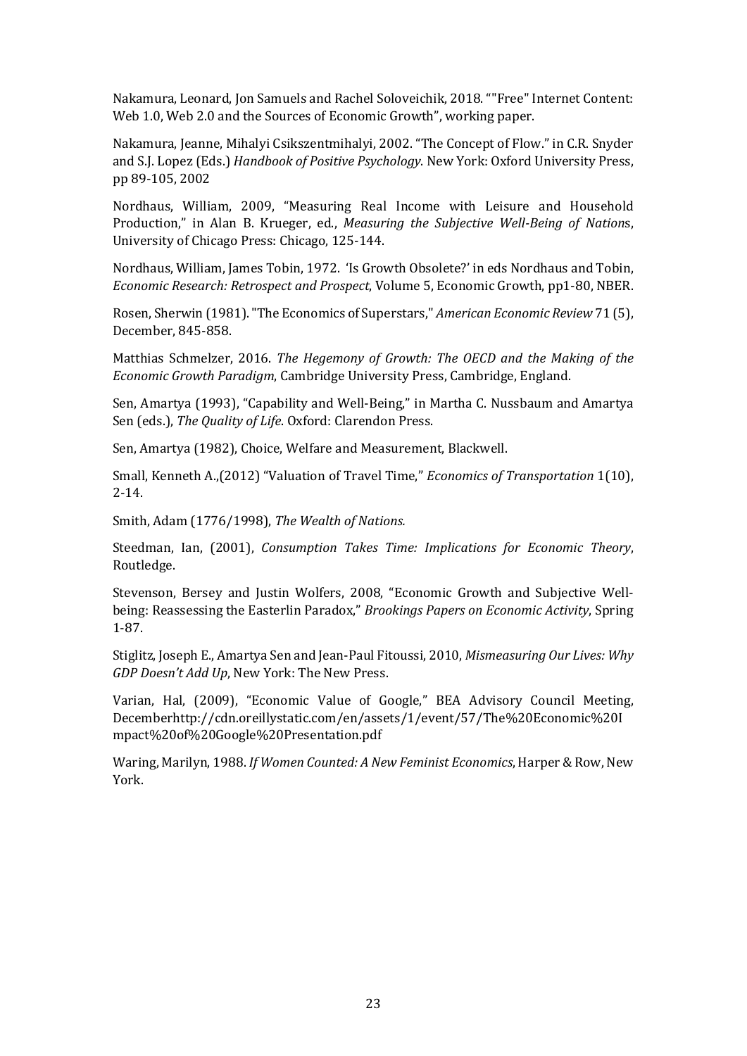Nakamura, Leonard, Jon Samuels and Rachel Soloveichik, 2018. ""Free" Internet Content: Web 1.0, Web 2.0 and the Sources of Economic Growth", working paper.

Nakamura, Jeanne, Mihalyi Csikszentmihalyi, 2002. "The Concept of Flow." in C.R. Snyder and S.J. Lopez (Eds.) *Handbook of Positive Psychology*. New York: Oxford University Press, pp 89-105, 2002

Nordhaus, William, 2009, "Measuring Real Income with Leisure and Household Production," in Alan B. Krueger, ed., *Measuring the Subjective Well-Being of Nation*s, University of Chicago Press: Chicago, 125-144.

Nordhaus, William, James Tobin, 1972. 'Is Growth Obsolete?' in eds Nordhaus and Tobin, *Economic Research: Retrospect and Prospect*, Volume 5, Economic Growth, pp1-80, NBER.

Rosen, Sherwin (1981). "The Economics of Superstars," *American Economic Review* 71 (5), December, 845-858.

Matthias Schmelzer, 2016. *The Hegemony of Growth: The OECD and the Making of the Economic Growth Paradigm*, Cambridge University Press, Cambridge, England.

Sen, Amartya (1993), "Capability and Well-Being," in Martha C. Nussbaum and Amartya Sen (eds.), *The Quality of Life*. Oxford: Clarendon Press.

Sen, Amartya (1982), Choice, Welfare and Measurement, Blackwell.

Small, Kenneth A.,(2012) "Valuation of Travel Time," *Economics of Transportation* 1(10), 2-14.

Smith, Adam (1776/1998), *The Wealth of Nations.*

Steedman, Ian, (2001), *Consumption Takes Time: Implications for Economic Theory*, Routledge.

Stevenson, Bersey and Justin Wolfers, 2008, "Economic Growth and Subjective Well-being: Reassessing the Easterlin Paradox," *Brookings Papers on Economic Activity*, Spring 1-87.

Stiglitz, Joseph E., Amartya Sen and Jean-Paul Fitoussi, 2010, *Mismeasuring Our Lives: Why GDP Doesn't Add Up*, New York: The New Press.

Varian, Hal, (2009), "Economic Value of Google," BEA Advisory Council Meeting, Decemberhttp://cdn.oreillystatic.com/en/assets/1/event/57/The%20Economic%20Impact%20of%20Google%20Presentation.pdf

Waring, Marilyn, 1988. *If Women Counted: A New Feminist Economics*, Harper & Row, New York.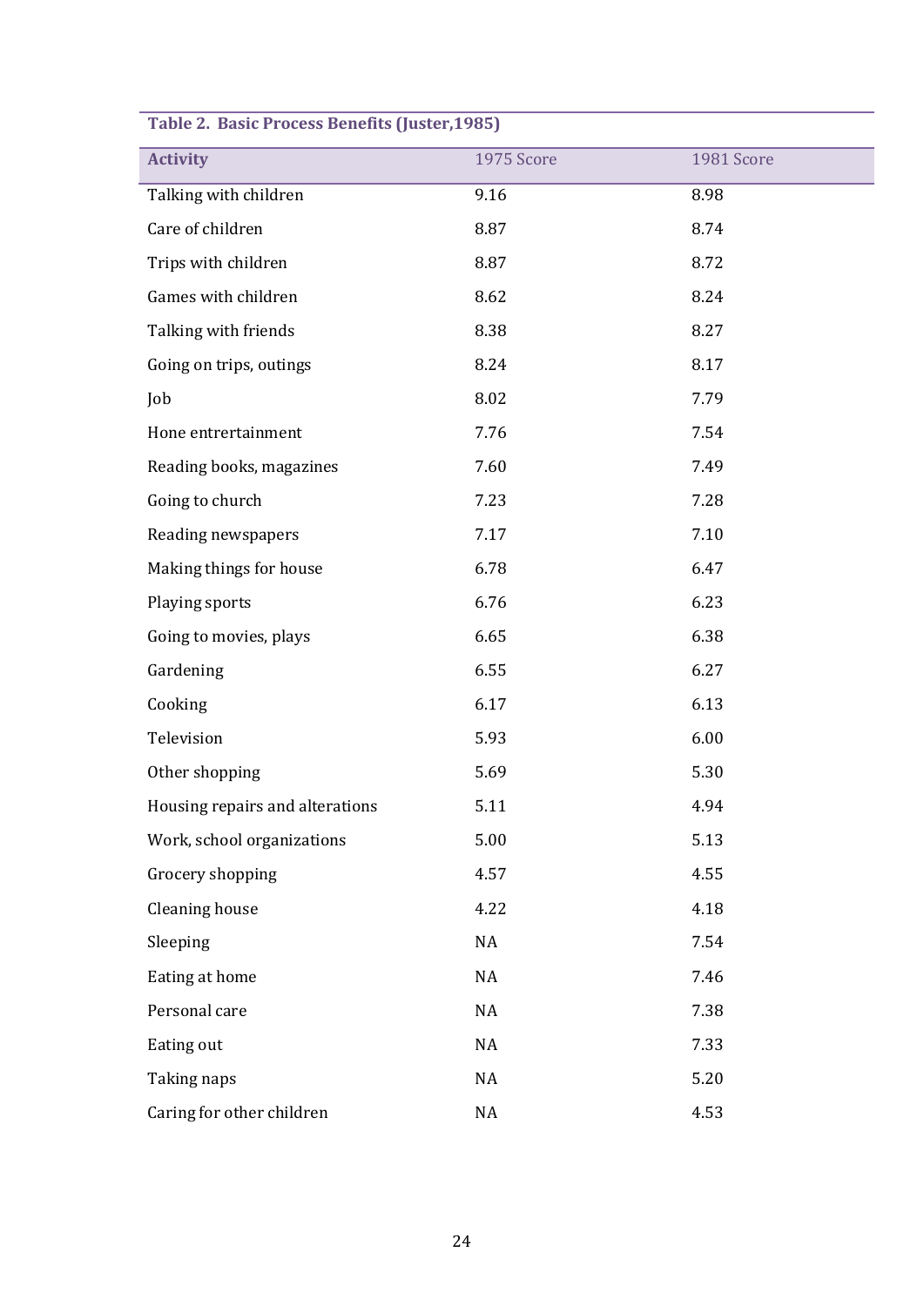**Table 2. Basic Process Benefits (Juster,1985)**

| Activity | 1975 Score | 1981 Score |
|---|---|---|
| Talking with children | 9.16 | 8.98 |
| Care of children | 8.87 | 8.74 |
| Trips with children | 8.87 | 8.72 |
| Games with children | 8.62 | 8.24 |
| Talking with friends | 8.38 | 8.27 |
| Going on trips, outings | 8.24 | 8.17 |
| Job | 8.02 | 7.79 |
| Hone entertainment | 7.76 | 7.54 |
| Reading books, magazines | 7.60 | 7.49 |
| Going to church | 7.23 | 7.28 |
| Reading newspapers | 7.17 | 7.10 |
| Making things for house | 6.78 | 6.47 |
| Playing sports | 6.76 | 6.23 |
| Going to movies, plays | 6.65 | 6.38 |
| Gardening | 6.55 | 6.27 |
| Cooking | 6.17 | 6.13 |
| Television | 5.93 | 6.00 |
| Other shopping | 5.69 | 5.30 |
| Housing repairs and alterations | 5.11 | 4.94 |
| Work, school organizations | 5.00 | 5.13 |
| Grocery shopping | 4.57 | 4.55 |
| Cleaning house | 4.22 | 4.18 |
| Sleeping | NA | 7.54 |
| Eating at home | NA | 7.46 |
| Personal care | NA | 7.38 |
| Eating out | NA | 7.33 |
| Taking naps | NA | 5.20 |
| Caring for other children | NA | 4.53 |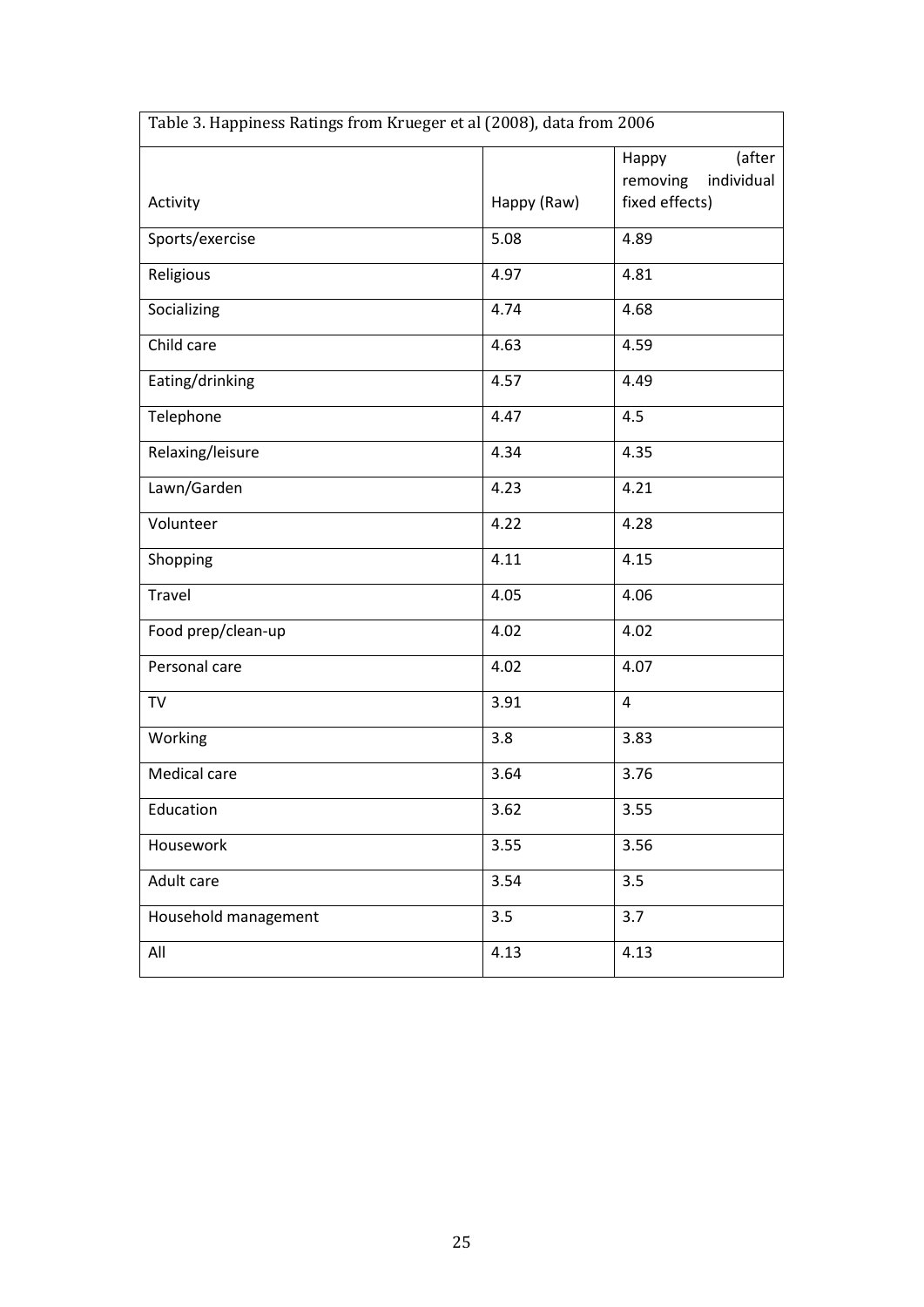Table 3. Happiness Ratings from Krueger et al (2008), data from 2006

| Activity | Happy (Raw) | Happy (after removing individual fixed effects) |
|---|---|---|
| Sports/exercise | 5.08 | 4.89 |
| Religious | 4.97 | 4.81 |
| Socializing | 4.74 | 4.68 |
| Child care | 4.63 | 4.59 |
| Eating/drinking | 4.57 | 4.49 |
| Telephone | 4.47 | 4.5 |
| Relaxing/leisure | 4.34 | 4.35 |
| Lawn/Garden | 4.23 | 4.21 |
| Volunteer | 4.22 | 4.28 |
| Shopping | 4.11 | 4.15 |
| Travel | 4.05 | 4.06 |
| Food prep/clean-up | 4.02 | 4.02 |
| Personal care | 4.02 | 4.07 |
| TV | 3.91 | 4 |
| Working | 3.8 | 3.83 |
| Medical care | 3.64 | 3.76 |
| Education | 3.62 | 3.55 |
| Housework | 3.55 | 3.56 |
| Adult care | 3.54 | 3.5 |
| Household management | 3.5 | 3.7 |
| All | 4.13 | 4.13 |